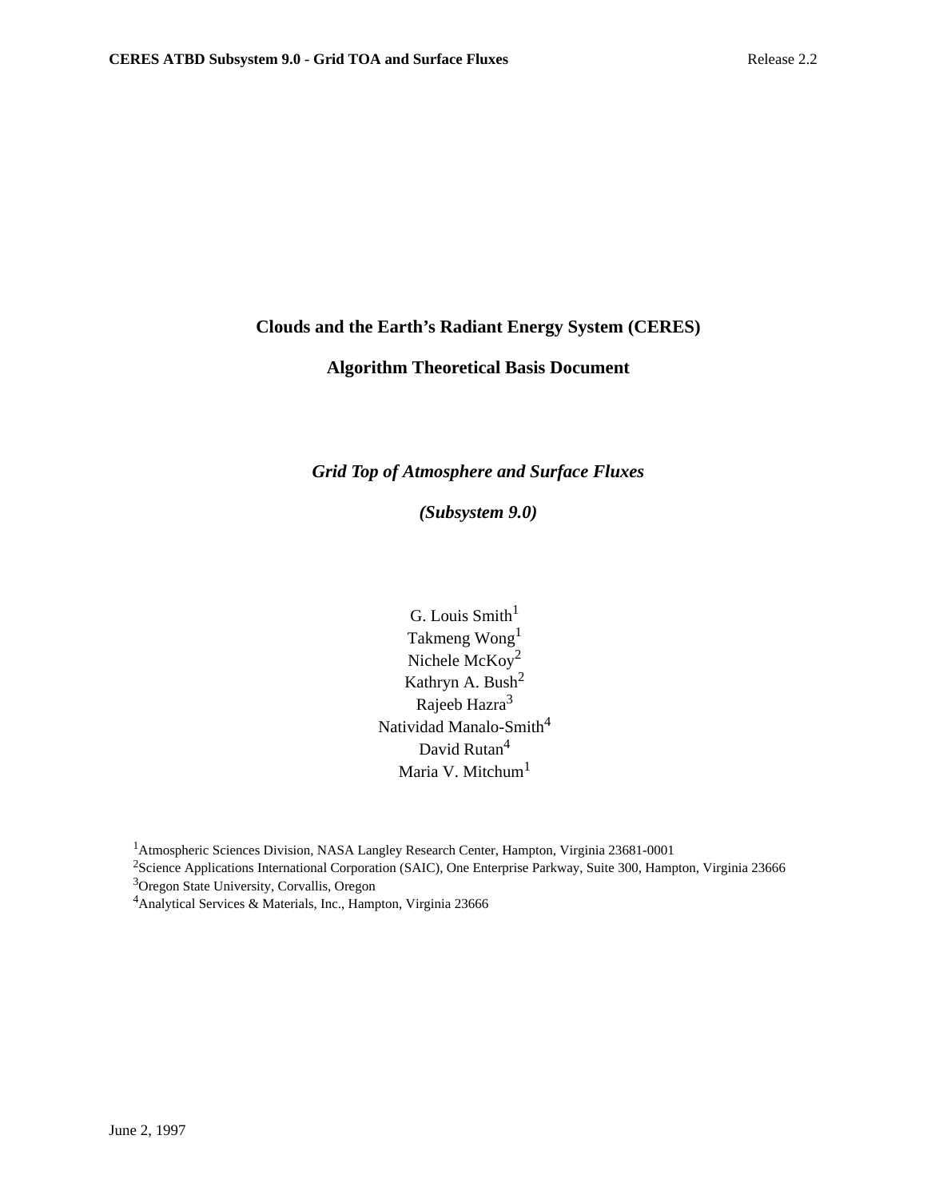# Clouds and the Earth's Radiant Energy System (CERES)

# Algorithm Theoretical Basis Document

## *Grid Top of Atmosphere and Surface Fluxes*

## *(Subsystem 9.0)*

G. Louis Smith[1]
Takmeng Wong[1]
Nichele McKoy[2]
Kathryn A. Bush[2]
Rajeeb Hazra[3]
Natividad Manalo-Smith[4]
David Rutan[4]
Maria V. Mitchum[1]

[1]Atmospheric Sciences Division, NASA Langley Research Center, Hampton, Virginia 23681-0001
[2]Science Applications International Corporation (SAIC), One Enterprise Parkway, Suite 300, Hampton, Virginia 23666
[3]Oregon State University, Corvallis, Oregon
[4]Analytical Services & Materials, Inc., Hampton, Virginia 23666

June 2, 1997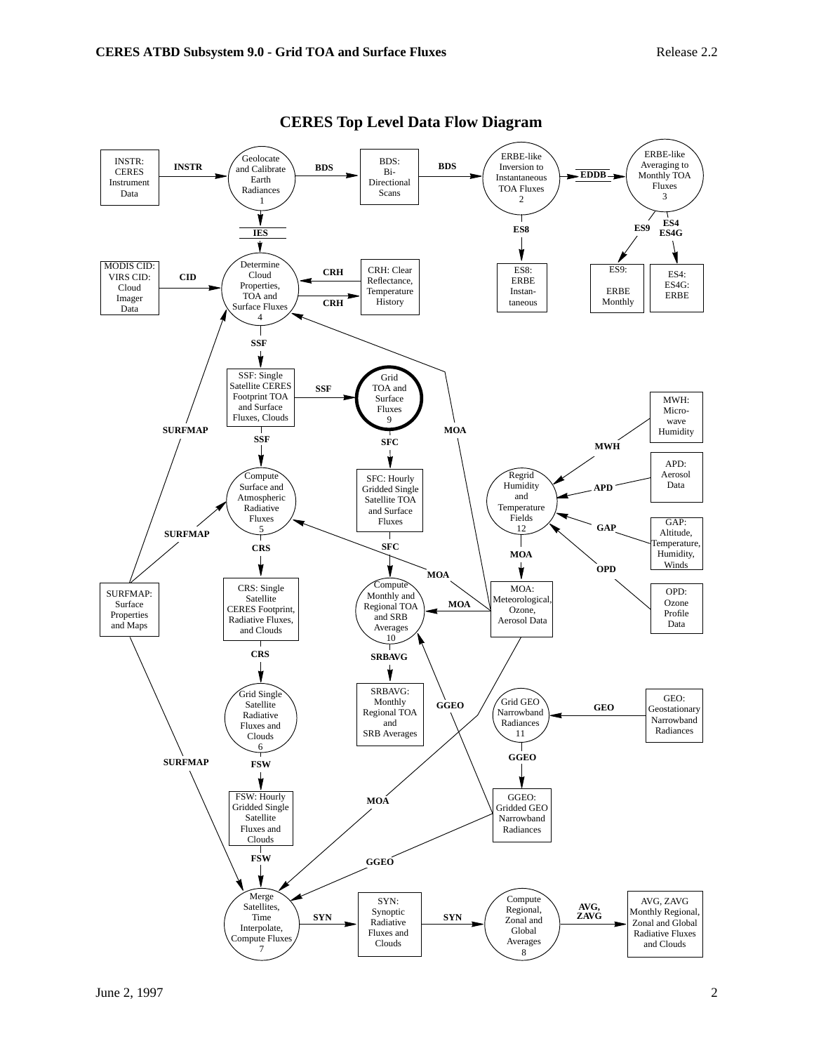# CERES Top Level Data Flow Diagram

INSTR: CERES Instrument Data → INSTR → (1) Geolocate and Calibrate Earth Radiances → BDS → BDS: Bi-Directional Scans → BDS → (2) ERBE-like Inversion to Instantaneous TOA Fluxes → EDDB → (3) ERBE-like Averaging to Monthly TOA Fluxes

(2) → ES8 → ES8: ERBE Instantaneous

(3) → ES9 → ES9: ERBE Monthly

(3) → ES4, ES4G → ES4: ES4G: ERBE

(1) → IES → (4) Determine Cloud Properties, TOA and Surface Fluxes

MODIS CID: VIRS CID: Cloud Imager Data → CID → (4)

CRH: Clear Reflectance, Temperature History → CRH → (4); (4) → CRH → CRH

SURFMAP: Surface Properties and Maps → SURFMAP → (4), (5), (7)

MOA → (4), (5), (10), (7)

(4) → SSF → SSF: Single Satellite CERES Footprint TOA and Surface Fluxes, Clouds

SSF → SSF → (9) Grid TOA and Surface Fluxes → SFC → SFC: Hourly Gridded Single Satellite TOA and Surface Fluxes → SFC → (10) Compute Monthly and Regional TOA and SRB Averages → SRBAVG → SRBAVG: Monthly Regional TOA and SRB Averages

SSF → SSF → (5) Compute Surface and Atmospheric Radiative Fluxes → CRS → CRS: Single Satellite CERES Footprint, Radiative Fluxes, and Clouds → CRS → (6) Grid Single Satellite Radiative Fluxes and Clouds → FSW → FSW: Hourly Gridded Single Satellite Fluxes and Clouds → FSW → (7) Merge Satellites, Time Interpolate, Compute Fluxes

MWH: Micro-wave Humidity → MWH → (12) Regrid Humidity and Temperature Fields

APD: Aerosol Data → APD → (12)

GAP: Altitude, Temperature, Humidity, Winds → GAP → (12)

OPD: Ozone Profile Data → OPD → (12)

(12) → MOA → MOA: Meteorological, Ozone, Aerosol Data

GEO: Geostationary Narrowband Radiances → GEO → (11) Grid GEO Narrowband Radiances → GGEO → GGEO: Gridded GEO Narrowband Radiances → GGEO → (10), (7)

(7) → SYN → SYN: Synoptic Radiative Fluxes and Clouds → SYN → (8) Compute Regional, Zonal and Global Averages → AVG, ZAVG → AVG, ZAVG: Monthly Regional, Zonal and Global Radiative Fluxes and Clouds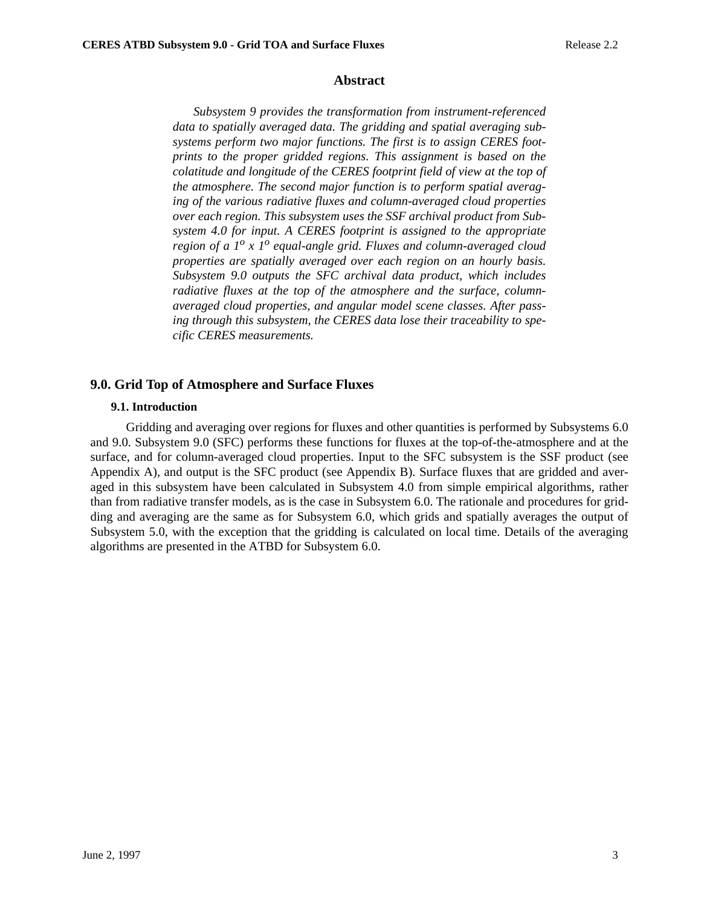## Abstract

*Subsystem 9 provides the transformation from instrument-referenced data to spatially averaged data. The gridding and spatial averaging subsystems perform two major functions. The first is to assign CERES footprints to the proper gridded regions. This assignment is based on the colatitude and longitude of the CERES footprint field of view at the top of the atmosphere. The second major function is to perform spatial averaging of the various radiative fluxes and column-averaged cloud properties over each region. This subsystem uses the SSF archival product from Subsystem 4.0 for input. A CERES footprint is assigned to the appropriate region of a $1^o$ x $1^o$ equal-angle grid. Fluxes and column-averaged cloud properties are spatially averaged over each region on an hourly basis. Subsystem 9.0 outputs the SFC archival data product, which includes radiative fluxes at the top of the atmosphere and the surface, column-averaged cloud properties, and angular model scene classes. After passing through this subsystem, the CERES data lose their traceability to specific CERES measurements.*

# 9.0. Grid Top of Atmosphere and Surface Fluxes

## 9.1. Introduction

Gridding and averaging over regions for fluxes and other quantities is performed by Subsystems 6.0 and 9.0. Subsystem 9.0 (SFC) performs these functions for fluxes at the top-of-the-atmosphere and at the surface, and for column-averaged cloud properties. Input to the SFC subsystem is the SSF product (see Appendix A), and output is the SFC product (see Appendix B). Surface fluxes that are gridded and averaged in this subsystem have been calculated in Subsystem 4.0 from simple empirical algorithms, rather than from radiative transfer models, as is the case in Subsystem 6.0. The rationale and procedures for gridding and averaging are the same as for Subsystem 6.0, which grids and spatially averages the output of Subsystem 5.0, with the exception that the gridding is calculated on local time. Details of the averaging algorithms are presented in the ATBD for Subsystem 6.0.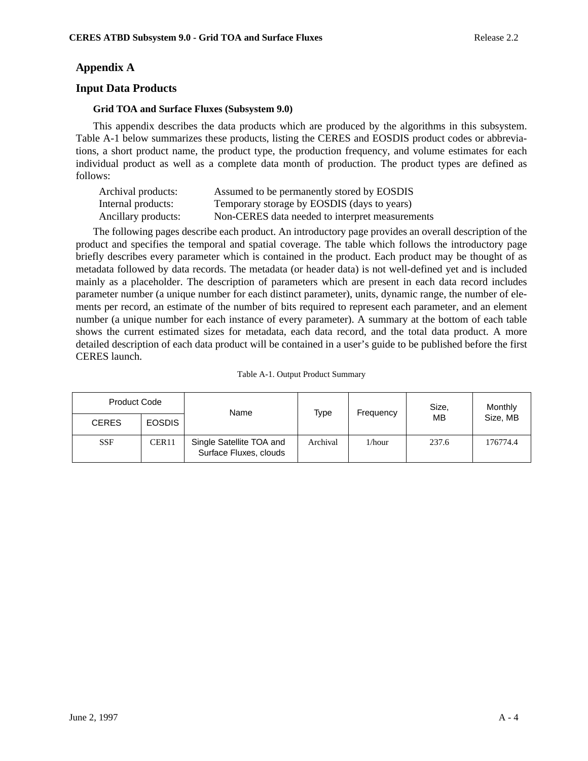## Appendix A

## Input Data Products

### Grid TOA and Surface Fluxes (Subsystem 9.0)

This appendix describes the data products which are produced by the algorithms in this subsystem. Table A-1 below summarizes these products, listing the CERES and EOSDIS product codes or abbreviations, a short product name, the product type, the production frequency, and volume estimates for each individual product as well as a complete data month of production. The product types are defined as follows:

| | |
|---|---|
| Archival products: | Assumed to be permanently stored by EOSDIS |
| Internal products: | Temporary storage by EOSDIS (days to years) |
| Ancillary products: | Non-CERES data needed to interpret measurements |

The following pages describe each product. An introductory page provides an overall description of the product and specifies the temporal and spatial coverage. The table which follows the introductory page briefly describes every parameter which is contained in the product. Each product may be thought of as metadata followed by data records. The metadata (or header data) is not well-defined yet and is included mainly as a placeholder. The description of parameters which are present in each data record includes parameter number (a unique number for each distinct parameter), units, dynamic range, the number of elements per record, an estimate of the number of bits required to represent each parameter, and an element number (a unique number for each instance of every parameter). A summary at the bottom of each table shows the current estimated sizes for metadata, each data record, and the total data product. A more detailed description of each data product will be contained in a user's guide to be published before the first CERES launch.

Table A-1. Output Product Summary

| Product Code | | Name | Type | Frequency | Size, MB | Monthly Size, MB |
|---|---|---|---|---|---|---|
| CERES | EOSDIS | | | | | |
| SSF | CER11 | Single Satellite TOA and Surface Fluxes, clouds | Archival | 1/hour | 237.6 | 176774.4 |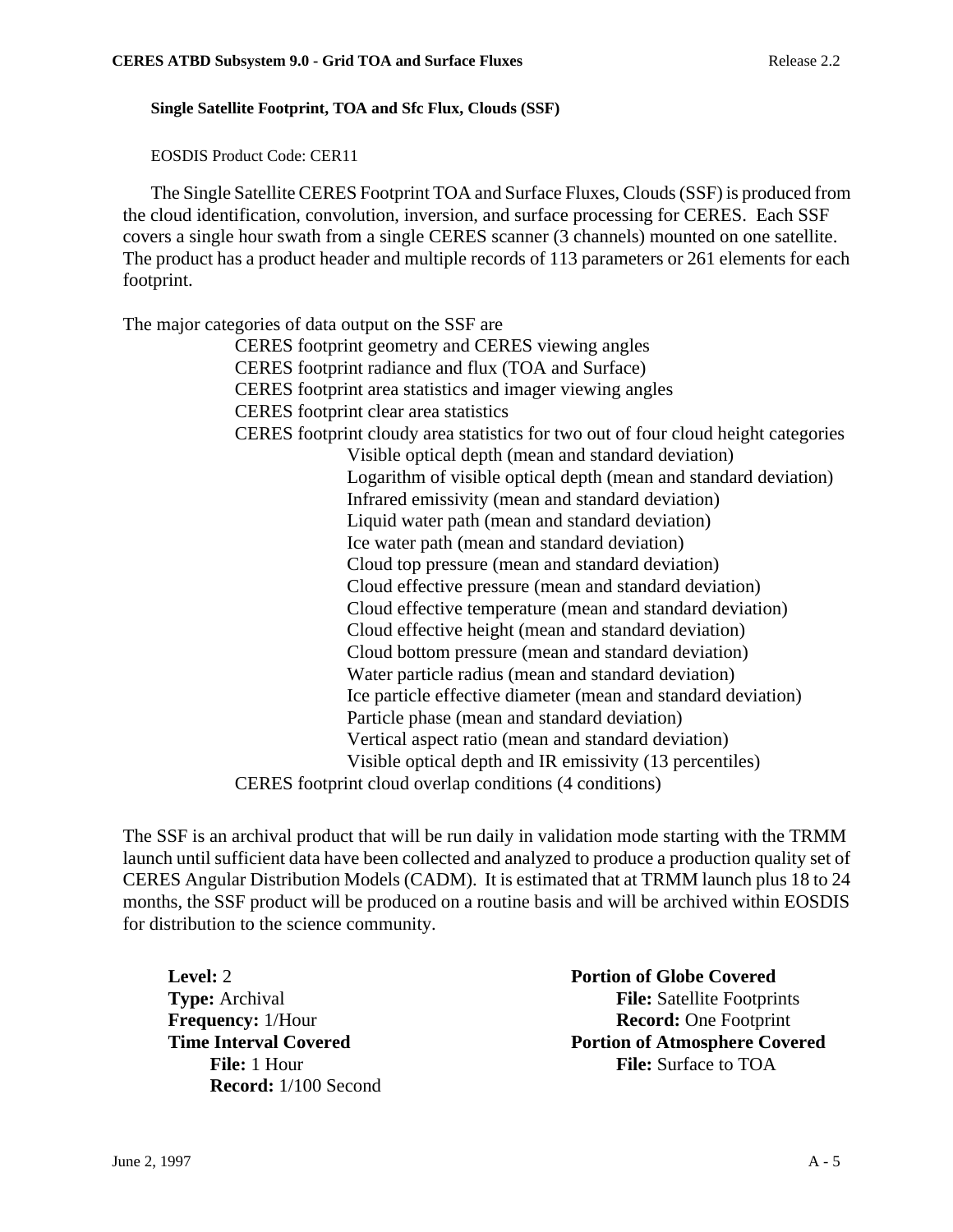### Single Satellite Footprint, TOA and Sfc Flux, Clouds (SSF)

EOSDIS Product Code: CER11

The Single Satellite CERES Footprint TOA and Surface Fluxes, Clouds (SSF) is produced from the cloud identification, convolution, inversion, and surface processing for CERES. Each SSF covers a single hour swath from a single CERES scanner (3 channels) mounted on one satellite. The product has a product header and multiple records of 113 parameters or 261 elements for each footprint.

The major categories of data output on the SSF are

- CERES footprint geometry and CERES viewing angles
- CERES footprint radiance and flux (TOA and Surface)
- CERES footprint area statistics and imager viewing angles
- CERES footprint clear area statistics
- CERES footprint cloudy area statistics for two out of four cloud height categories
  - Visible optical depth (mean and standard deviation)
  - Logarithm of visible optical depth (mean and standard deviation)
  - Infrared emissivity (mean and standard deviation)
  - Liquid water path (mean and standard deviation)
  - Ice water path (mean and standard deviation)
  - Cloud top pressure (mean and standard deviation)
  - Cloud effective pressure (mean and standard deviation)
  - Cloud effective temperature (mean and standard deviation)
  - Cloud effective height (mean and standard deviation)
  - Cloud bottom pressure (mean and standard deviation)
  - Water particle radius (mean and standard deviation)
  - Ice particle effective diameter (mean and standard deviation)
  - Particle phase (mean and standard deviation)
  - Vertical aspect ratio (mean and standard deviation)
  - Visible optical depth and IR emissivity (13 percentiles)
- CERES footprint cloud overlap conditions (4 conditions)

The SSF is an archival product that will be run daily in validation mode starting with the TRMM launch until sufficient data have been collected and analyzed to produce a production quality set of CERES Angular Distribution Models (CADM). It is estimated that at TRMM launch plus 18 to 24 months, the SSF product will be produced on a routine basis and will be archived within EOSDIS for distribution to the science community.

**Level:** 2
**Type:** Archival
**Frequency:** 1/Hour
**Time Interval Covered**
  **File:** 1 Hour
  **Record:** 1/100 Second

**Portion of Globe Covered**
  **File:** Satellite Footprints
  **Record:** One Footprint
**Portion of Atmosphere Covered**
  **File:** Surface to TOA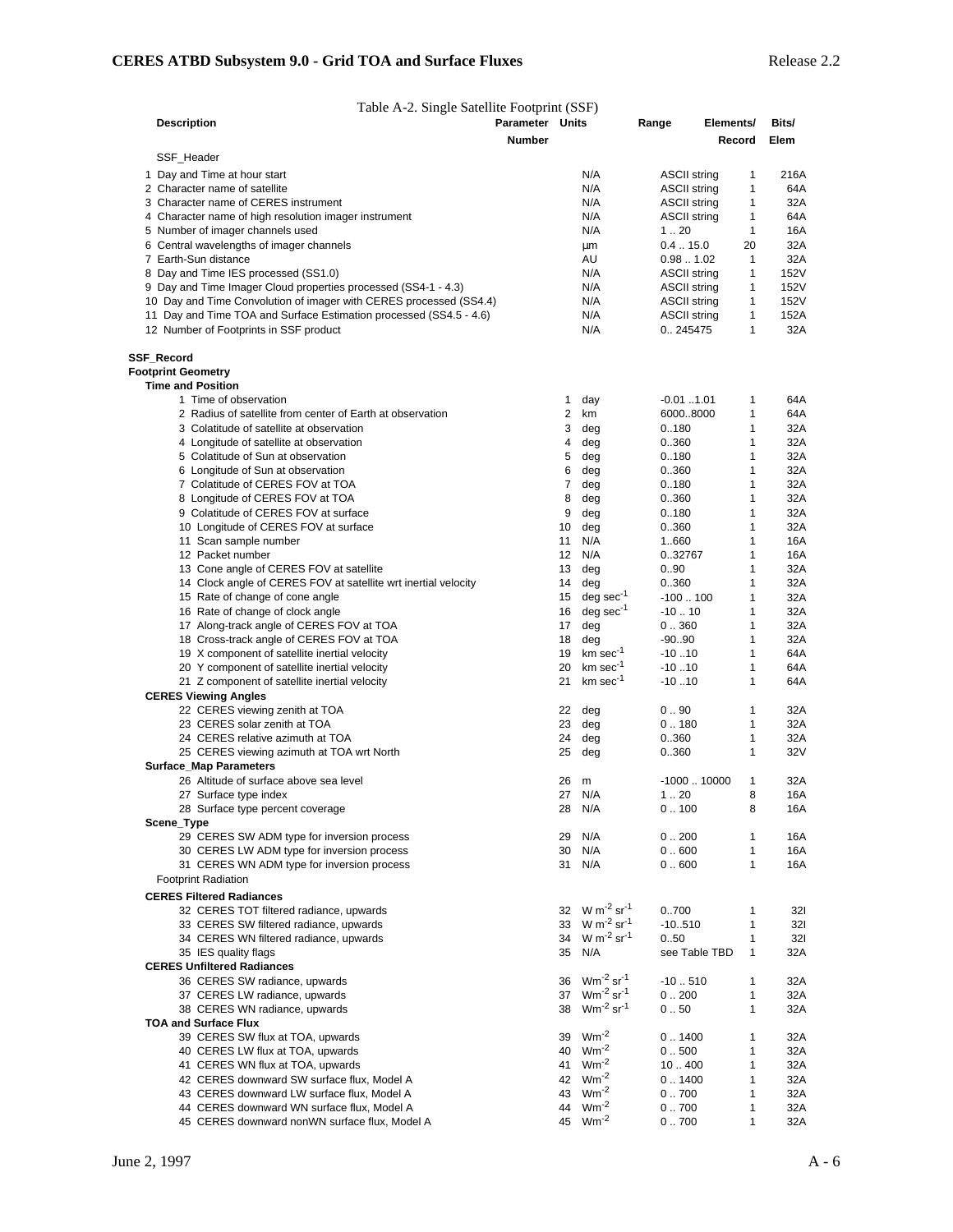Table A-2. Single Satellite Footprint (SSF)

| Description | Parameter Number | Units | Range | Elements/ Record | Bits/ Elem |
|---|---|---|---|---|---|
| SSF_Header | | | | | |
| 1 Day and Time at hour start | | N/A | ASCII string | 1 | 216A |
| 2 Character name of satellite | | N/A | ASCII string | 1 | 64A |
| 3 Character name of CERES instrument | | N/A | ASCII string | 1 | 32A |
| 4 Character name of high resolution imager instrument | | N/A | ASCII string | 1 | 64A |
| 5 Number of imager channels used | | N/A | 1 .. 20 | 1 | 16A |
| 6 Central wavelengths of imager channels | | µm | 0.4 .. 15.0 | 20 | 32A |
| 7 Earth-Sun distance | | AU | 0.98 .. 1.02 | 1 | 32A |
| 8 Day and Time IES processed (SS1.0) | | N/A | ASCII string | 1 | 152V |
| 9 Day and Time Imager Cloud properties processed (SS4-1 - 4.3) | | N/A | ASCII string | 1 | 152V |
| 10 Day and Time Convolution of imager with CERES processed (SS4.4) | | N/A | ASCII string | 1 | 152V |
| 11 Day and Time TOA and Surface Estimation processed (SS4.5 - 4.6) | | N/A | ASCII string | 1 | 152A |
| 12 Number of Footprints in SSF product | | N/A | 0.. 245475 | 1 | 32A |
| **SSF_Record** | | | | | |
| **Footprint Geometry** | | | | | |
| **Time and Position** | | | | | |
| 1 Time of observation | 1 | day | -0.01 ..1.01 | 1 | 64A |
| 2 Radius of satellite from center of Earth at observation | 2 | km | 6000..8000 | 1 | 64A |
| 3 Colatitude of satellite at observation | 3 | deg | 0..180 | 1 | 32A |
| 4 Longitude of satellite at observation | 4 | deg | 0..360 | 1 | 32A |
| 5 Colatitude of Sun at observation | 5 | deg | 0..180 | 1 | 32A |
| 6 Longitude of Sun at observation | 6 | deg | 0..360 | 1 | 32A |
| 7 Colatitude of CERES FOV at TOA | 7 | deg | 0..180 | 1 | 32A |
| 8 Longitude of CERES FOV at TOA | 8 | deg | 0..360 | 1 | 32A |
| 9 Colatitude of CERES FOV at surface | 9 | deg | 0..180 | 1 | 32A |
| 10 Longitude of CERES FOV at surface | 10 | deg | 0..360 | 1 | 32A |
| 11 Scan sample number | 11 | N/A | 1..660 | 1 | 16A |
| 12 Packet number | 12 | N/A | 0..32767 | 1 | 16A |
| 13 Cone angle of CERES FOV at satellite | 13 | deg | 0..90 | 1 | 32A |
| 14 Clock angle of CERES FOV at satellite wrt inertial velocity | 14 | deg | 0..360 | 1 | 32A |
| 15 Rate of change of cone angle | 15 | deg $sec^{-1}$ | -100 .. 100 | 1 | 32A |
| 16 Rate of change of clock angle | 16 | deg $sec^{-1}$ | -10 .. 10 | 1 | 32A |
| 17 Along-track angle of CERES FOV at TOA | 17 | deg | 0 .. 360 | 1 | 32A |
| 18 Cross-track angle of CERES FOV at TOA | 18 | deg | -90..90 | 1 | 32A |
| 19 X component of satellite inertial velocity | 19 | km $sec^{-1}$ | -10 ..10 | 1 | 64A |
| 20 Y component of satellite inertial velocity | 20 | km $sec^{-1}$ | -10 ..10 | 1 | 64A |
| 21 Z component of satellite inertial velocity | 21 | km $sec^{-1}$ | -10 ..10 | 1 | 64A |
| **CERES Viewing Angles** | | | | | |
| 22 CERES viewing zenith at TOA | 22 | deg | 0 .. 90 | 1 | 32A |
| 23 CERES solar zenith at TOA | 23 | deg | 0 .. 180 | 1 | 32A |
| 24 CERES relative azimuth at TOA | 24 | deg | 0..360 | 1 | 32A |
| 25 CERES viewing azimuth at TOA wrt North | 25 | deg | 0..360 | 1 | 32V |
| **Surface_Map Parameters** | | | | | |
| 26 Altitude of surface above sea level | 26 | m | -1000 .. 10000 | 1 | 32A |
| 27 Surface type index | 27 | N/A | 1 .. 20 | 8 | 16A |
| 28 Surface type percent coverage | 28 | N/A | 0 .. 100 | 8 | 16A |
| **Scene_Type** | | | | | |
| 29 CERES SW ADM type for inversion process | 29 | N/A | 0 .. 200 | 1 | 16A |
| 30 CERES LW ADM type for inversion process | 30 | N/A | 0 .. 600 | 1 | 16A |
| 31 CERES WN ADM type for inversion process | 31 | N/A | 0 .. 600 | 1 | 16A |
| Footprint Radiation | | | | | |
| **CERES Filtered Radiances** | | | | | |
| 32 CERES TOT filtered radiance, upwards | 32 | W $m^{-2}$ $sr^{-1}$ | 0..700 | 1 | 32I |
| 33 CERES SW filtered radiance, upwards | 33 | W $m^{-2}$ $sr^{-1}$ | -10..510 | 1 | 32I |
| 34 CERES WN filtered radiance, upwards | 34 | W $m^{-2}$ $sr^{-1}$ | 0..50 | 1 | 32I |
| 35 IES quality flags | 35 | N/A | see Table TBD | 1 | 32A |
| **CERES Unfiltered Radiances** | | | | | |
| 36 CERES SW radiance, upwards | 36 | $Wm^{-2}$ $sr^{-1}$ | -10 .. 510 | 1 | 32A |
| 37 CERES LW radiance, upwards | 37 | $Wm^{-2}$ $sr^{-1}$ | 0 .. 200 | 1 | 32A |
| 38 CERES WN radiance, upwards | 38 | $Wm^{-2}$ $sr^{-1}$ | 0 .. 50 | 1 | 32A |
| **TOA and Surface Flux** | | | | | |
| 39 CERES SW flux at TOA, upwards | 39 | $Wm^{-2}$ | 0 .. 1400 | 1 | 32A |
| 40 CERES LW flux at TOA, upwards | 40 | $Wm^{-2}$ | 0 .. 500 | 1 | 32A |
| 41 CERES WN flux at TOA, upwards | 41 | $Wm^{-2}$ | 10 .. 400 | 1 | 32A |
| 42 CERES downward SW surface flux, Model A | 42 | $Wm^{-2}$ | 0 .. 1400 | 1 | 32A |
| 43 CERES downward LW surface flux, Model A | 43 | $Wm^{-2}$ | 0 .. 700 | 1 | 32A |
| 44 CERES downward WN surface flux, Model A | 44 | $Wm^{-2}$ | 0 .. 700 | 1 | 32A |
| 45 CERES downward nonWN surface flux, Model A | 45 | $Wm^{-2}$ | 0 .. 700 | 1 | 32A |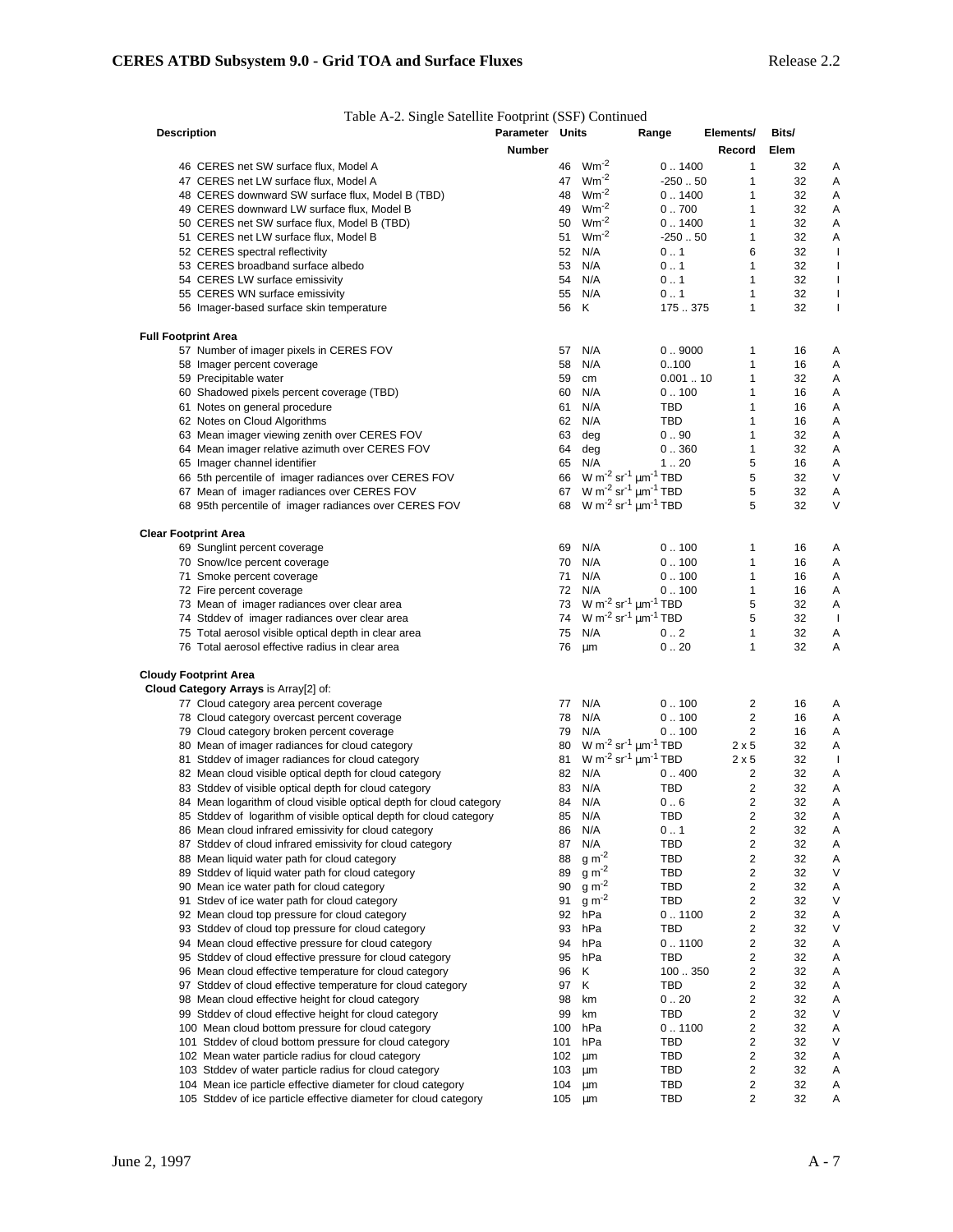Table A-2. Single Satellite Footprint (SSF) Continued

| Description | Parameter Number | Units | Range | Elements/ Record | Bits/ Elem | |
|---|---|---|---|---|---|---|
| 46 CERES net SW surface flux, Model A | 46 | $Wm^{-2}$ | 0 .. 1400 | 1 | 32 | A |
| 47 CERES net LW surface flux, Model A | 47 | $Wm^{-2}$ | -250 .. 50 | 1 | 32 | A |
| 48 CERES downward SW surface flux, Model B (TBD) | 48 | $Wm^{-2}$ | 0 .. 1400 | 1 | 32 | A |
| 49 CERES downward LW surface flux, Model B | 49 | $Wm^{-2}$ | 0 .. 700 | 1 | 32 | A |
| 50 CERES net SW surface flux, Model B (TBD) | 50 | $Wm^{-2}$ | 0 .. 1400 | 1 | 32 | A |
| 51 CERES net LW surface flux, Model B | 51 | $Wm^{-2}$ | -250 .. 50 | 1 | 32 | A |
| 52 CERES spectral reflectivity | 52 | N/A | 0 .. 1 | 6 | 32 | I |
| 53 CERES broadband surface albedo | 53 | N/A | 0 .. 1 | 1 | 32 | I |
| 54 CERES LW surface emissivity | 54 | N/A | 0 .. 1 | 1 | 32 | I |
| 55 CERES WN surface emissivity | 55 | N/A | 0 .. 1 | 1 | 32 | I |
| 56 Imager-based surface skin temperature | 56 | K | 175 .. 375 | 1 | 32 | I |
| **Full Footprint Area** | | | | | | |
| 57 Number of imager pixels in CERES FOV | 57 | N/A | 0 .. 9000 | 1 | 16 | A |
| 58 Imager percent coverage | 58 | N/A | 0..100 | 1 | 16 | A |
| 59 Precipitable water | 59 | cm | 0.001 .. 10 | 1 | 32 | A |
| 60 Shadowed pixels percent coverage (TBD) | 60 | N/A | 0 .. 100 | 1 | 16 | A |
| 61 Notes on general procedure | 61 | N/A | TBD | 1 | 16 | A |
| 62 Notes on Cloud Algorithms | 62 | N/A | TBD | 1 | 16 | A |
| 63 Mean imager viewing zenith over CERES FOV | 63 | deg | 0 .. 90 | 1 | 32 | A |
| 64 Mean imager relative azimuth over CERES FOV | 64 | deg | 0 .. 360 | 1 | 32 | A |
| 65 Imager channel identifier | 65 | N/A | 1 .. 20 | 5 | 16 | A |
| 66 5th percentile of imager radiances over CERES FOV | 66 | $W\ m^{-2}\ sr^{-1}\ \mu m^{-1}$ | TBD | 5 | 32 | V |
| 67 Mean of imager radiances over CERES FOV | 67 | $W\ m^{-2}\ sr^{-1}\ \mu m^{-1}$ | TBD | 5 | 32 | A |
| 68 95th percentile of imager radiances over CERES FOV | 68 | $W\ m^{-2}\ sr^{-1}\ \mu m^{-1}$ | TBD | 5 | 32 | V |
| **Clear Footprint Area** | | | | | | |
| 69 Sunglint percent coverage | 69 | N/A | 0 .. 100 | 1 | 16 | A |
| 70 Snow/Ice percent coverage | 70 | N/A | 0 .. 100 | 1 | 16 | A |
| 71 Smoke percent coverage | 71 | N/A | 0 .. 100 | 1 | 16 | A |
| 72 Fire percent coverage | 72 | N/A | 0 .. 100 | 1 | 16 | A |
| 73 Mean of imager radiances over clear area | 73 | $W\ m^{-2}\ sr^{-1}\ \mu m^{-1}$ | TBD | 5 | 32 | A |
| 74 Stddev of imager radiances over clear area | 74 | $W\ m^{-2}\ sr^{-1}\ \mu m^{-1}$ | TBD | 5 | 32 | I |
| 75 Total aerosol visible optical depth in clear area | 75 | N/A | 0 .. 2 | 1 | 32 | A |
| 76 Total aerosol effective radius in clear area | 76 | µm | 0 .. 20 | 1 | 32 | A |
| **Cloudy Footprint Area** | | | | | | |
| **Cloud Category Arrays** is Array[2] of: | | | | | | |
| 77 Cloud category area percent coverage | 77 | N/A | 0 .. 100 | 2 | 16 | A |
| 78 Cloud category overcast percent coverage | 78 | N/A | 0 .. 100 | 2 | 16 | A |
| 79 Cloud category broken percent coverage | 79 | N/A | 0 .. 100 | 2 | 16 | A |
| 80 Mean of imager radiances for cloud category | 80 | $W\ m^{-2}\ sr^{-1}\ \mu m^{-1}$ | TBD | 2 x 5 | 32 | A |
| 81 Stddev of imager radiances for cloud category | 81 | $W\ m^{-2}\ sr^{-1}\ \mu m^{-1}$ | TBD | 2 x 5 | 32 | I |
| 82 Mean cloud visible optical depth for cloud category | 82 | N/A | 0 .. 400 | 2 | 32 | A |
| 83 Stddev of visible optical depth for cloud category | 83 | N/A | TBD | 2 | 32 | A |
| 84 Mean logarithm of cloud visible optical depth for cloud category | 84 | N/A | 0 .. 6 | 2 | 32 | A |
| 85 Stddev of logarithm of visible optical depth for cloud category | 85 | N/A | TBD | 2 | 32 | A |
| 86 Mean cloud infrared emissivity for cloud category | 86 | N/A | 0 .. 1 | 2 | 32 | A |
| 87 Stddev of cloud infrared emissivity for cloud category | 87 | N/A | TBD | 2 | 32 | A |
| 88 Mean liquid water path for cloud category | 88 | $g\ m^{-2}$ | TBD | 2 | 32 | A |
| 89 Stddev of liquid water path for cloud category | 89 | $g\ m^{-2}$ | TBD | 2 | 32 | V |
| 90 Mean ice water path for cloud category | 90 | $g\ m^{-2}$ | TBD | 2 | 32 | A |
| 91 Stdev of ice water path for cloud category | 91 | $g\ m^{-2}$ | TBD | 2 | 32 | V |
| 92 Mean cloud top pressure for cloud category | 92 | hPa | 0 .. 1100 | 2 | 32 | A |
| 93 Stddev of cloud top pressure for cloud category | 93 | hPa | TBD | 2 | 32 | V |
| 94 Mean cloud effective pressure for cloud category | 94 | hPa | 0 .. 1100 | 2 | 32 | A |
| 95 Stddev of cloud effective pressure for cloud category | 95 | hPa | TBD | 2 | 32 | A |
| 96 Mean cloud effective temperature for cloud category | 96 | K | 100 .. 350 | 2 | 32 | A |
| 97 Stddev of cloud effective temperature for cloud category | 97 | K | TBD | 2 | 32 | A |
| 98 Mean cloud effective height for cloud category | 98 | km | 0 .. 20 | 2 | 32 | A |
| 99 Stddev of cloud effective height for cloud category | 99 | km | TBD | 2 | 32 | V |
| 100 Mean cloud bottom pressure for cloud category | 100 | hPa | 0 .. 1100 | 2 | 32 | A |
| 101 Stddev of cloud bottom pressure for cloud category | 101 | hPa | TBD | 2 | 32 | V |
| 102 Mean water particle radius for cloud category | 102 | µm | TBD | 2 | 32 | A |
| 103 Stddev of water particle radius for cloud category | 103 | µm | TBD | 2 | 32 | A |
| 104 Mean ice particle effective diameter for cloud category | 104 | µm | TBD | 2 | 32 | A |
| 105 Stddev of ice particle effective diameter for cloud category | 105 | µm | TBD | 2 | 32 | A |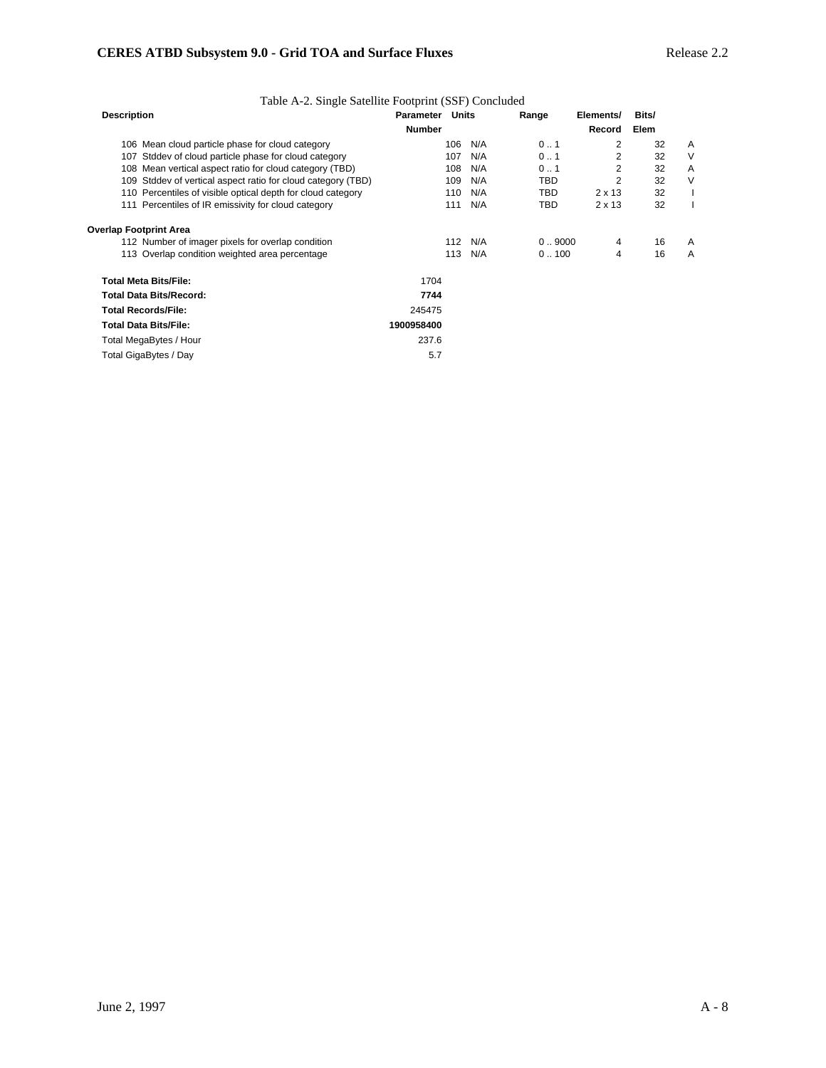Table A-2. Single Satellite Footprint (SSF) Concluded

| Description | Parameter Number | Units | Range | Elements/ Record | Bits/ Elem | |
|---|---|---|---|---|---|---|
| 106 Mean cloud particle phase for cloud category | 106 | N/A | 0 .. 1 | 2 | 32 | A |
| 107 Stddev of cloud particle phase for cloud category | 107 | N/A | 0 .. 1 | 2 | 32 | V |
| 108 Mean vertical aspect ratio for cloud category (TBD) | 108 | N/A | 0 .. 1 | 2 | 32 | A |
| 109 Stddev of vertical aspect ratio for cloud category (TBD) | 109 | N/A | TBD | 2 | 32 | V |
| 110 Percentiles of visible optical depth for cloud category | 110 | N/A | TBD | 2 x 13 | 32 | I |
| 111 Percentiles of IR emissivity for cloud category | 111 | N/A | TBD | 2 x 13 | 32 | I |
| **Overlap Footprint Area** | | | | | | |
| 112 Number of imager pixels for overlap condition | 112 | N/A | 0 .. 9000 | 4 | 16 | A |
| 113 Overlap condition weighted area percentage | 113 | N/A | 0 .. 100 | 4 | 16 | A |

| | |
|---|---|
| **Total Meta Bits/File:** | 1704 |
| **Total Data Bits/Record:** | ***7744*** |
| **Total Records/File:** | 245475 |
| **Total Data Bits/File:** | **1900958400** |
| Total MegaBytes / Hour | 237.6 |
| Total GigaBytes / Day | 5.7 |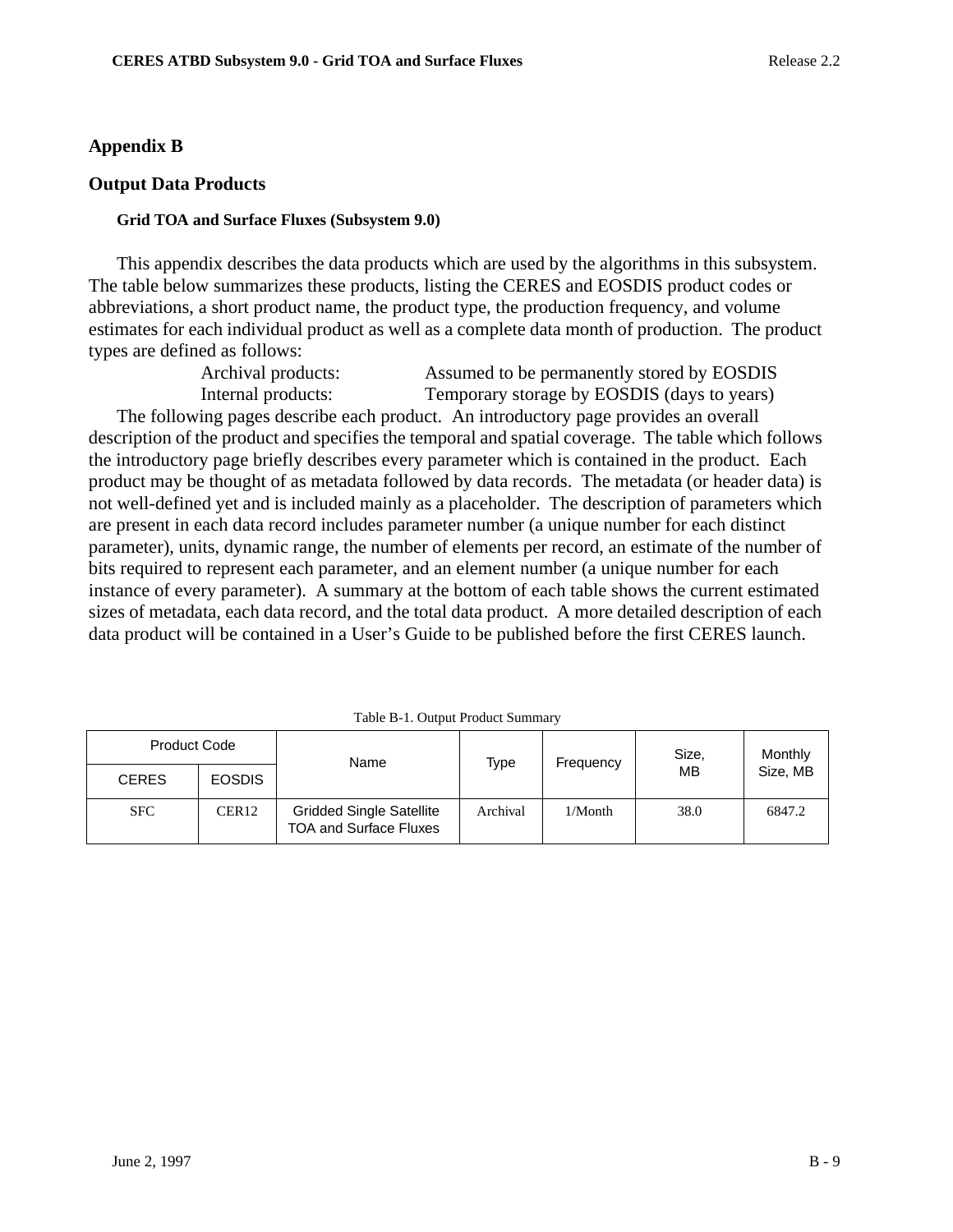# Appendix B

## Output Data Products

### Grid TOA and Surface Fluxes (Subsystem 9.0)

This appendix describes the data products which are used by the algorithms in this subsystem. The table below summarizes these products, listing the CERES and EOSDIS product codes or abbreviations, a short product name, the product type, the production frequency, and volume estimates for each individual product as well as a complete data month of production. The product types are defined as follows:

Archival products: Assumed to be permanently stored by EOSDIS
Internal products: Temporary storage by EOSDIS (days to years)

The following pages describe each product. An introductory page provides an overall description of the product and specifies the temporal and spatial coverage. The table which follows the introductory page briefly describes every parameter which is contained in the product. Each product may be thought of as metadata followed by data records. The metadata (or header data) is not well-defined yet and is included mainly as a placeholder. The description of parameters which are present in each data record includes parameter number (a unique number for each distinct parameter), units, dynamic range, the number of elements per record, an estimate of the number of bits required to represent each parameter, and an element number (a unique number for each instance of every parameter). A summary at the bottom of each table shows the current estimated sizes of metadata, each data record, and the total data product. A more detailed description of each data product will be contained in a User's Guide to be published before the first CERES launch.

Table B-1. Output Product Summary

| Product Code | | Name | Type | Frequency | Size, MB | Monthly Size, MB |
|---|---|---|---|---|---|---|
| CERES | EOSDIS | | | | | |
| SFC | CER12 | Gridded Single Satellite TOA and Surface Fluxes | Archival | 1/Month | 38.0 | 6847.2 |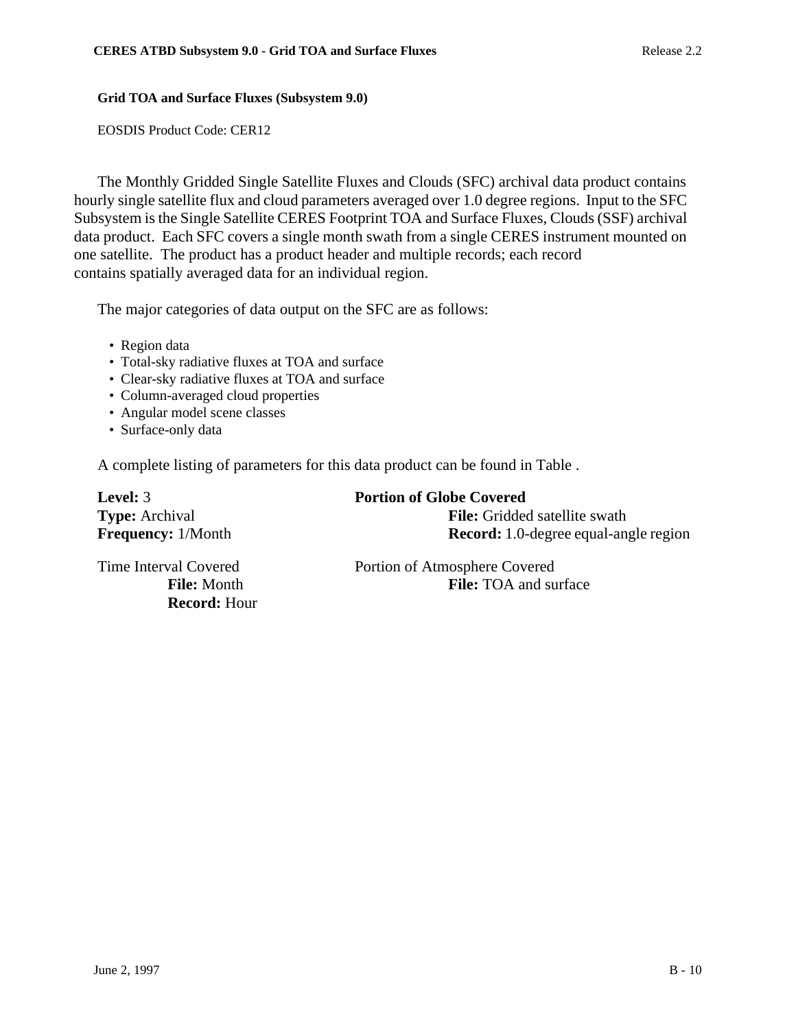**Grid TOA and Surface Fluxes (Subsystem 9.0)**

EOSDIS Product Code: CER12

The Monthly Gridded Single Satellite Fluxes and Clouds (SFC) archival data product contains hourly single satellite flux and cloud parameters averaged over 1.0 degree regions. Input to the SFC Subsystem is the Single Satellite CERES Footprint TOA and Surface Fluxes, Clouds (SSF) archival data product. Each SFC covers a single month swath from a single CERES instrument mounted on one satellite. The product has a product header and multiple records; each record contains spatially averaged data for an individual region.

The major categories of data output on the SFC are as follows:

- Region data
- Total-sky radiative fluxes at TOA and surface
- Clear-sky radiative fluxes at TOA and surface
- Column-averaged cloud properties
- Angular model scene classes
- Surface-only data

A complete listing of parameters for this data product can be found in Table .

**Level:** 3
**Type:** Archival
**Frequency:** 1/Month

**Portion of Globe Covered**
 **File:** Gridded satellite swath
 **Record:** 1.0-degree equal-angle region

Time Interval Covered
 **File:** Month
 **Record:** Hour

Portion of Atmosphere Covered
 **File:** TOA and surface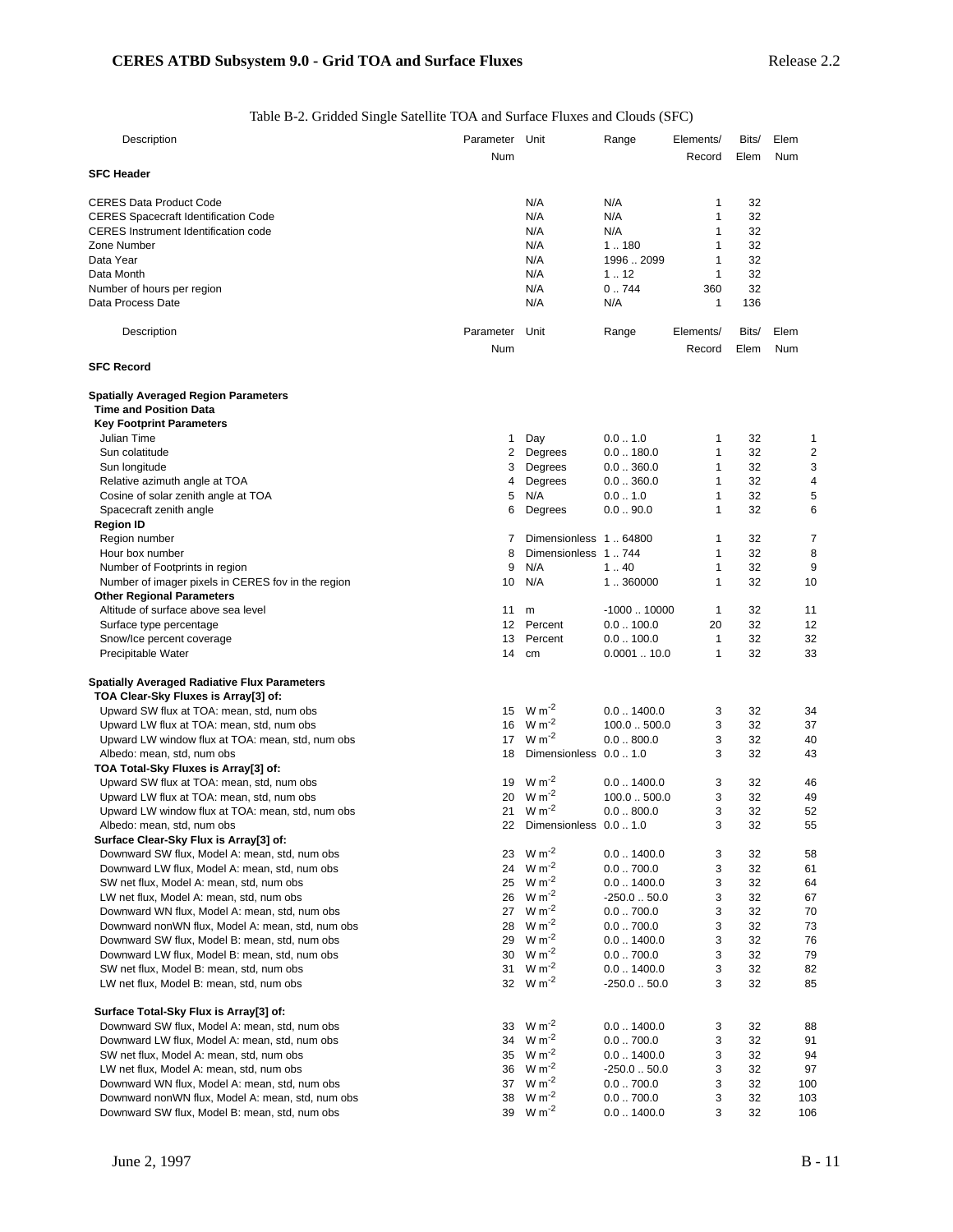Table B-2. Gridded Single Satellite TOA and Surface Fluxes and Clouds (SFC)

| Description | Parameter Num | Unit | Range | Elements/ Record | Bits/ Elem | Elem Num |
|---|---|---|---|---|---|---|
| **SFC Header** | | | | | | |
| CERES Data Product Code | | N/A | N/A | 1 | 32 | |
| CERES Spacecraft Identification Code | | N/A | N/A | 1 | 32 | |
| CERES Instrument Identification code | | N/A | N/A | 1 | 32 | |
| Zone Number | | N/A | 1 .. 180 | 1 | 32 | |
| Data Year | | N/A | 1996 .. 2099 | 1 | 32 | |
| Data Month | | N/A | 1 .. 12 | 1 | 32 | |
| Number of hours per region | | N/A | 0 .. 744 | 360 | 32 | |
| Data Process Date | | N/A | N/A | 1 | 136 | |

| Description | Parameter Num | Unit | Range | Elements/ Record | Bits/ Elem | Elem Num |
|---|---|---|---|---|---|---|
| **SFC Record** | | | | | | |
| **Spatially Averaged Region Parameters** | | | | | | |
| **Time and Position Data** | | | | | | |
| **Key Footprint Parameters** | | | | | | |
| Julian Time | 1 | Day | 0.0 .. 1.0 | 1 | 32 | 1 |
| Sun colatitude | 2 | Degrees | 0.0 .. 180.0 | 1 | 32 | 2 |
| Sun longitude | 3 | Degrees | 0.0 .. 360.0 | 1 | 32 | 3 |
| Relative azimuth angle at TOA | 4 | Degrees | 0.0 .. 360.0 | 1 | 32 | 4 |
| Cosine of solar zenith angle at TOA | 5 | N/A | 0.0 .. 1.0 | 1 | 32 | 5 |
| Spacecraft zenith angle | 6 | Degrees | 0.0 .. 90.0 | 1 | 32 | 6 |
| **Region ID** | | | | | | |
| Region number | 7 | Dimensionless | 1 .. 64800 | 1 | 32 | 7 |
| Hour box number | 8 | Dimensionless | 1 .. 744 | 1 | 32 | 8 |
| Number of Footprints in region | 9 | N/A | 1 .. 40 | 1 | 32 | 9 |
| Number of imager pixels in CERES fov in the region | 10 | N/A | 1 .. 360000 | 1 | 32 | 10 |
| **Other Regional Parameters** | | | | | | |
| Altitude of surface above sea level | 11 | m | -1000 .. 10000 | 1 | 32 | 11 |
| Surface type percentage | 12 | Percent | 0.0 .. 100.0 | 20 | 32 | 12 |
| Snow/Ice percent coverage | 13 | Percent | 0.0 .. 100.0 | 1 | 32 | 32 |
| Precipitable Water | 14 | cm | 0.0001 .. 10.0 | 1 | 32 | 33 |
| **Spatially Averaged Radiative Flux Parameters** | | | | | | |
| **TOA Clear-Sky Fluxes is Array[3] of:** | | | | | | |
| Upward SW flux at TOA: mean, std, num obs | 15 | $W m^{-2}$ | 0.0 .. 1400.0 | 3 | 32 | 34 |
| Upward LW flux at TOA: mean, std, num obs | 16 | $W m^{-2}$ | 100.0 .. 500.0 | 3 | 32 | 37 |
| Upward LW window flux at TOA: mean, std, num obs | 17 | $W m^{-2}$ | 0.0 .. 800.0 | 3 | 32 | 40 |
| Albedo: mean, std, num obs | 18 | Dimensionless | 0.0 .. 1.0 | 3 | 32 | 43 |
| **TOA Total-Sky Fluxes is Array[3] of:** | | | | | | |
| Upward SW flux at TOA: mean, std, num obs | 19 | $W m^{-2}$ | 0.0 .. 1400.0 | 3 | 32 | 46 |
| Upward LW flux at TOA: mean, std, num obs | 20 | $W m^{-2}$ | 100.0 .. 500.0 | 3 | 32 | 49 |
| Upward LW window flux at TOA: mean, std, num obs | 21 | $W m^{-2}$ | 0.0 .. 800.0 | 3 | 32 | 52 |
| Albedo: mean, std, num obs | 22 | Dimensionless | 0.0 .. 1.0 | 3 | 32 | 55 |
| **Surface Clear-Sky Flux is Array[3] of:** | | | | | | |
| Downward SW flux, Model A: mean, std, num obs | 23 | $W m^{-2}$ | 0.0 .. 1400.0 | 3 | 32 | 58 |
| Downward LW flux, Model A: mean, std, num obs | 24 | $W m^{-2}$ | 0.0 .. 700.0 | 3 | 32 | 61 |
| SW net flux, Model A: mean, std, num obs | 25 | $W m^{-2}$ | 0.0 .. 1400.0 | 3 | 32 | 64 |
| LW net flux, Model A: mean, std, num obs | 26 | $W m^{-2}$ | -250.0 .. 50.0 | 3 | 32 | 67 |
| Downward WN flux, Model A: mean, std, num obs | 27 | $W m^{-2}$ | 0.0 .. 700.0 | 3 | 32 | 70 |
| Downward nonWN flux, Model A: mean, std, num obs | 28 | $W m^{-2}$ | 0.0 .. 700.0 | 3 | 32 | 73 |
| Downward SW flux, Model B: mean, std, num obs | 29 | $W m^{-2}$ | 0.0 .. 1400.0 | 3 | 32 | 76 |
| Downward LW flux, Model B: mean, std, num obs | 30 | $W m^{-2}$ | 0.0 .. 700.0 | 3 | 32 | 79 |
| SW net flux, Model B: mean, std, num obs | 31 | $W m^{-2}$ | 0.0 .. 1400.0 | 3 | 32 | 82 |
| LW net flux, Model B: mean, std, num obs | 32 | $W m^{-2}$ | -250.0 .. 50.0 | 3 | 32 | 85 |
| **Surface Total-Sky Flux is Array[3] of:** | | | | | | |
| Downward SW flux, Model A: mean, std, num obs | 33 | $W m^{-2}$ | 0.0 .. 1400.0 | 3 | 32 | 88 |
| Downward LW flux, Model A: mean, std, num obs | 34 | $W m^{-2}$ | 0.0 .. 700.0 | 3 | 32 | 91 |
| SW net flux, Model A: mean, std, num obs | 35 | $W m^{-2}$ | 0.0 .. 1400.0 | 3 | 32 | 94 |
| LW net flux, Model A: mean, std, num obs | 36 | $W m^{-2}$ | -250.0 .. 50.0 | 3 | 32 | 97 |
| Downward WN flux, Model A: mean, std, num obs | 37 | $W m^{-2}$ | 0.0 .. 700.0 | 3 | 32 | 100 |
| Downward nonWN flux, Model A: mean, std, num obs | 38 | $W m^{-2}$ | 0.0 .. 700.0 | 3 | 32 | 103 |
| Downward SW flux, Model B: mean, std, num obs | 39 | $W m^{-2}$ | 0.0 .. 1400.0 | 3 | 32 | 106 |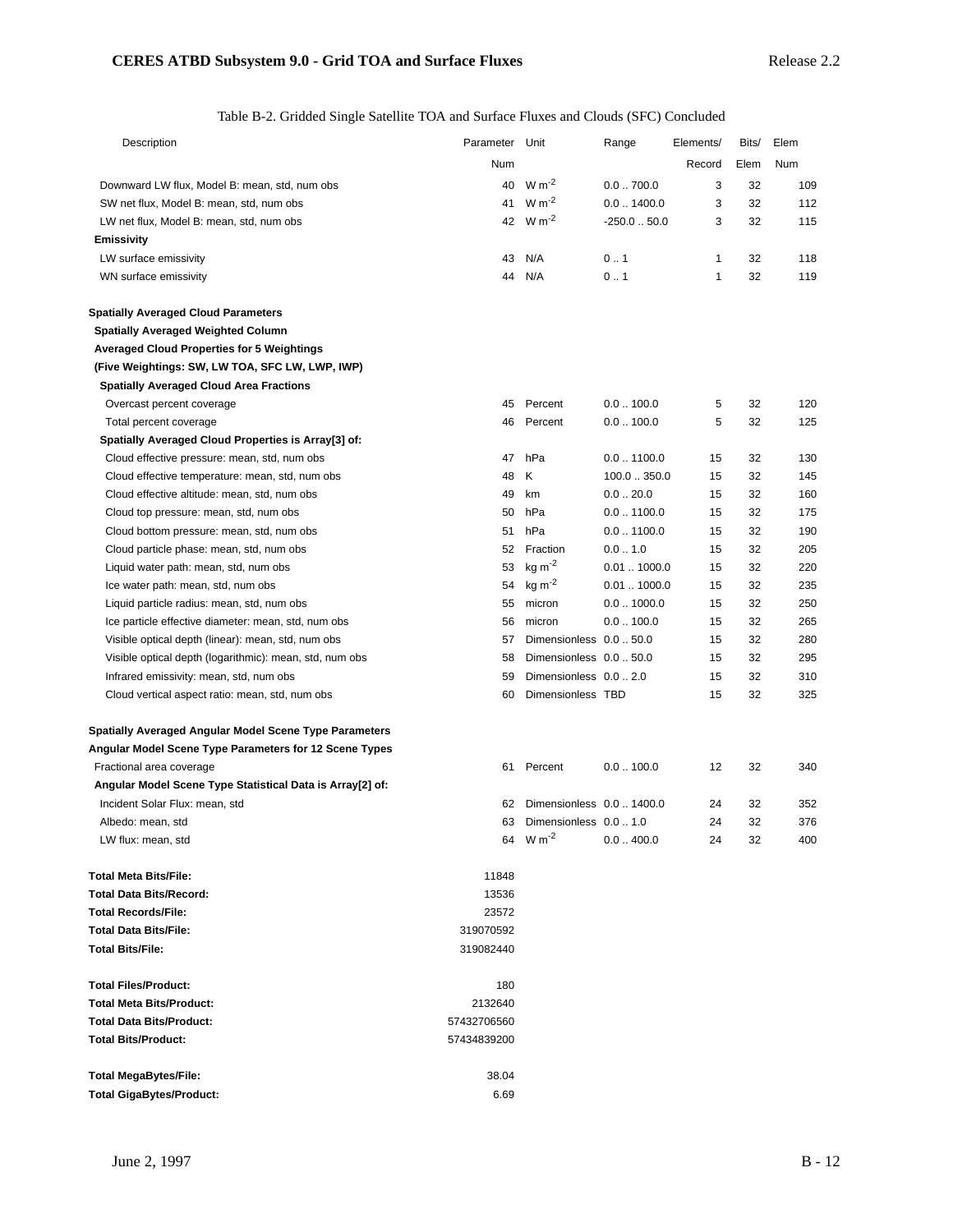Table B-2. Gridded Single Satellite TOA and Surface Fluxes and Clouds (SFC) Concluded

| Description | Parameter Num | Unit | Range | Elements/ Record | Bits/ Elem | Elem Num |
|---|---|---|---|---|---|---|
| Downward LW flux, Model B: mean, std, num obs | 40 | W m$^{-2}$ | 0.0 .. 700.0 | 3 | 32 | 109 |
| SW net flux, Model B: mean, std, num obs | 41 | W m$^{-2}$ | 0.0 .. 1400.0 | 3 | 32 | 112 |
| LW net flux, Model B: mean, std, num obs | 42 | W m$^{-2}$ | -250.0 .. 50.0 | 3 | 32 | 115 |
| **Emissivity** | | | | | | |
| LW surface emissivity | 43 | N/A | 0 .. 1 | 1 | 32 | 118 |
| WN surface emissivity | 44 | N/A | 0 .. 1 | 1 | 32 | 119 |
| | | | | | | |
| **Spatially Averaged Cloud Parameters** | | | | | | |
| **Spatially Averaged Weighted Column** | | | | | | |
| **Averaged Cloud Properties for 5 Weightings** | | | | | | |
| **(Five Weightings: SW, LW TOA, SFC LW, LWP, IWP)** | | | | | | |
| **Spatially Averaged Cloud Area Fractions** | | | | | | |
| Overcast percent coverage | 45 | Percent | 0.0 .. 100.0 | 5 | 32 | 120 |
| Total percent coverage | 46 | Percent | 0.0 .. 100.0 | 5 | 32 | 125 |
| **Spatially Averaged Cloud Properties is Array[3] of:** | | | | | | |
| Cloud effective pressure: mean, std, num obs | 47 | hPa | 0.0 .. 1100.0 | 15 | 32 | 130 |
| Cloud effective temperature: mean, std, num obs | 48 | K | 100.0 .. 350.0 | 15 | 32 | 145 |
| Cloud effective altitude: mean, std, num obs | 49 | km | 0.0 .. 20.0 | 15 | 32 | 160 |
| Cloud top pressure: mean, std, num obs | 50 | hPa | 0.0 .. 1100.0 | 15 | 32 | 175 |
| Cloud bottom pressure: mean, std, num obs | 51 | hPa | 0.0 .. 1100.0 | 15 | 32 | 190 |
| Cloud particle phase: mean, std, num obs | 52 | Fraction | 0.0 .. 1.0 | 15 | 32 | 205 |
| Liquid water path: mean, std, num obs | 53 | kg m$^{-2}$ | 0.01 .. 1000.0 | 15 | 32 | 220 |
| Ice water path: mean, std, num obs | 54 | kg m$^{-2}$ | 0.01 .. 1000.0 | 15 | 32 | 235 |
| Liquid particle radius: mean, std, num obs | 55 | micron | 0.0 .. 1000.0 | 15 | 32 | 250 |
| Ice particle effective diameter: mean, std, num obs | 56 | micron | 0.0 .. 100.0 | 15 | 32 | 265 |
| Visible optical depth (linear): mean, std, num obs | 57 | Dimensionless | 0.0 .. 50.0 | 15 | 32 | 280 |
| Visible optical depth (logarithmic): mean, std, num obs | 58 | Dimensionless | 0.0 .. 50.0 | 15 | 32 | 295 |
| Infrared emissivity: mean, std, num obs | 59 | Dimensionless | 0.0 .. 2.0 | 15 | 32 | 310 |
| Cloud vertical aspect ratio: mean, std, num obs | 60 | Dimensionless | TBD | 15 | 32 | 325 |
| | | | | | | |
| **Spatially Averaged Angular Model Scene Type Parameters** | | | | | | |
| **Angular Model Scene Type Parameters for 12 Scene Types** | | | | | | |
| Fractional area coverage | 61 | Percent | 0.0 .. 100.0 | 12 | 32 | 340 |
| **Angular Model Scene Type Statistical Data is Array[2] of:** | | | | | | |
| Incident Solar Flux: mean, std | 62 | Dimensionless | 0.0 .. 1400.0 | 24 | 32 | 352 |
| Albedo: mean, std | 63 | Dimensionless | 0.0 .. 1.0 | 24 | 32 | 376 |
| LW flux: mean, std | 64 | W m$^{-2}$ | 0.0 .. 400.0 | 24 | 32 | 400 |

| | |
|---|---|
| **Total Meta Bits/File:** | 11848 |
| **Total Data Bits/Record:** | 13536 |
| **Total Records/File:** | 23572 |
| **Total Data Bits/File:** | 319070592 |
| **Total Bits/File:** | 319082440 |
| | |
| **Total Files/Product:** | 180 |
| **Total Meta Bits/Product:** | 2132640 |
| **Total Data Bits/Product:** | 57432706560 |
| **Total Bits/Product:** | 57434839200 |
| | |
| **Total MegaBytes/File:** | 38.04 |
| **Total GigaBytes/Product:** | 6.69 |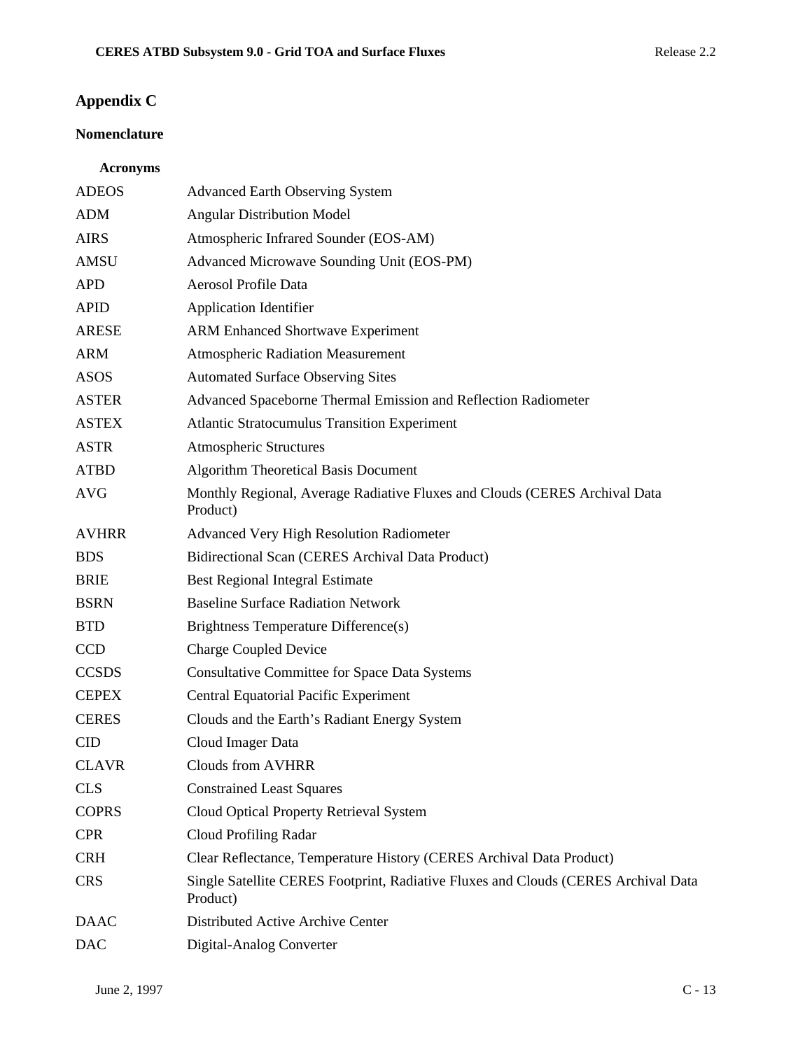# Appendix C

## Nomenclature

### Acronyms

| | |
|---|---|
| ADEOS | Advanced Earth Observing System |
| ADM | Angular Distribution Model |
| AIRS | Atmospheric Infrared Sounder (EOS-AM) |
| AMSU | Advanced Microwave Sounding Unit (EOS-PM) |
| APD | Aerosol Profile Data |
| APID | Application Identifier |
| ARESE | ARM Enhanced Shortwave Experiment |
| ARM | Atmospheric Radiation Measurement |
| ASOS | Automated Surface Observing Sites |
| ASTER | Advanced Spaceborne Thermal Emission and Reflection Radiometer |
| ASTEX | Atlantic Stratocumulus Transition Experiment |
| ASTR | Atmospheric Structures |
| ATBD | Algorithm Theoretical Basis Document |
| AVG | Monthly Regional, Average Radiative Fluxes and Clouds (CERES Archival Data Product) |
| AVHRR | Advanced Very High Resolution Radiometer |
| BDS | Bidirectional Scan (CERES Archival Data Product) |
| BRIE | Best Regional Integral Estimate |
| BSRN | Baseline Surface Radiation Network |
| BTD | Brightness Temperature Difference(s) |
| CCD | Charge Coupled Device |
| CCSDS | Consultative Committee for Space Data Systems |
| CEPEX | Central Equatorial Pacific Experiment |
| CERES | Clouds and the Earth's Radiant Energy System |
| CID | Cloud Imager Data |
| CLAVR | Clouds from AVHRR |
| CLS | Constrained Least Squares |
| COPRS | Cloud Optical Property Retrieval System |
| CPR | Cloud Profiling Radar |
| CRH | Clear Reflectance, Temperature History (CERES Archival Data Product) |
| CRS | Single Satellite CERES Footprint, Radiative Fluxes and Clouds (CERES Archival Data Product) |
| DAAC | Distributed Active Archive Center |
| DAC | Digital-Analog Converter |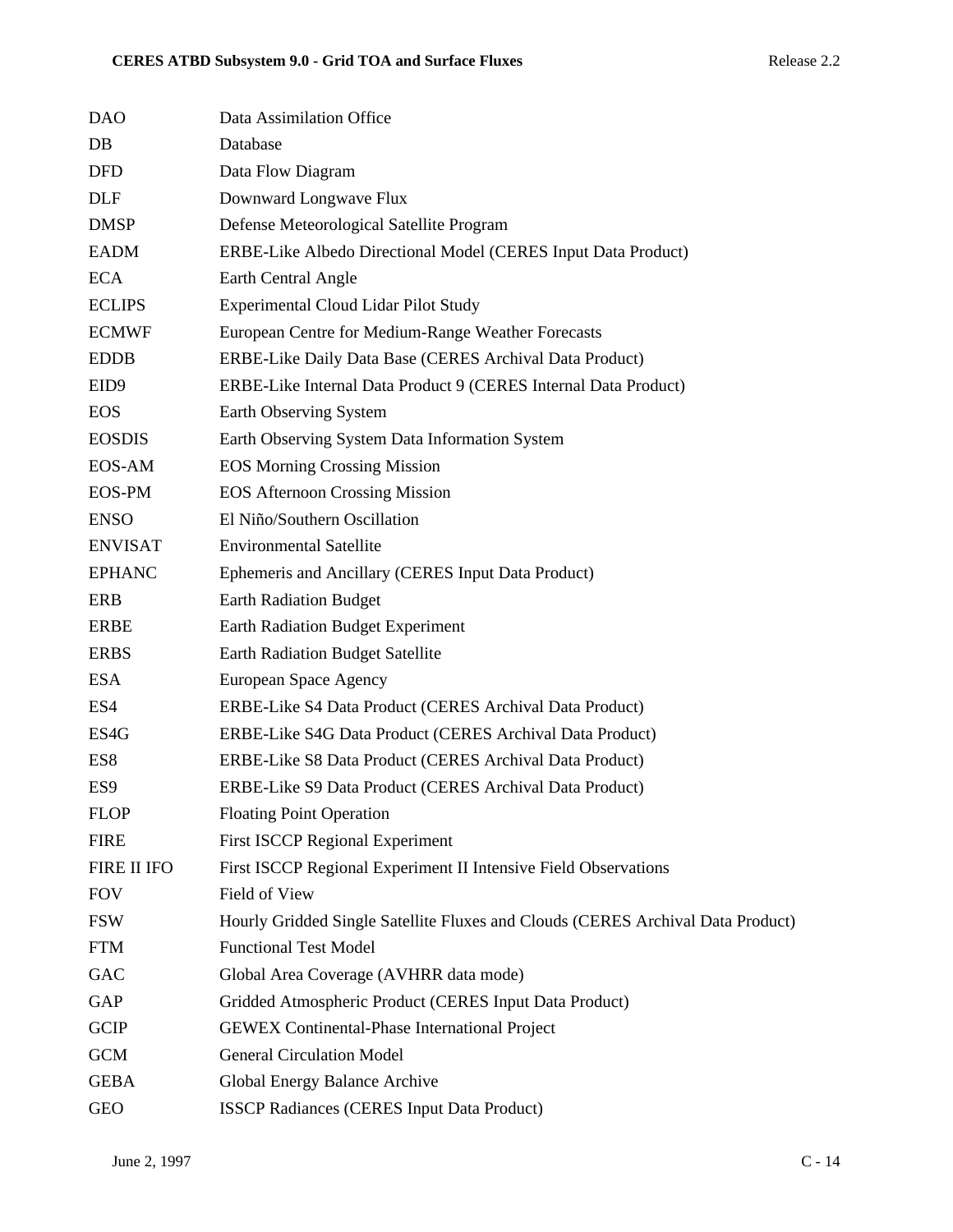| | |
|---|---|
| DAO | Data Assimilation Office |
| DB | Database |
| DFD | Data Flow Diagram |
| DLF | Downward Longwave Flux |
| DMSP | Defense Meteorological Satellite Program |
| EADM | ERBE-Like Albedo Directional Model (CERES Input Data Product) |
| ECA | Earth Central Angle |
| ECLIPS | Experimental Cloud Lidar Pilot Study |
| ECMWF | European Centre for Medium-Range Weather Forecasts |
| EDDB | ERBE-Like Daily Data Base (CERES Archival Data Product) |
| EID9 | ERBE-Like Internal Data Product 9 (CERES Internal Data Product) |
| EOS | Earth Observing System |
| EOSDIS | Earth Observing System Data Information System |
| EOS-AM | EOS Morning Crossing Mission |
| EOS-PM | EOS Afternoon Crossing Mission |
| ENSO | El Niño/Southern Oscillation |
| ENVISAT | Environmental Satellite |
| EPHANC | Ephemeris and Ancillary (CERES Input Data Product) |
| ERB | Earth Radiation Budget |
| ERBE | Earth Radiation Budget Experiment |
| ERBS | Earth Radiation Budget Satellite |
| ESA | European Space Agency |
| ES4 | ERBE-Like S4 Data Product (CERES Archival Data Product) |
| ES4G | ERBE-Like S4G Data Product (CERES Archival Data Product) |
| ES8 | ERBE-Like S8 Data Product (CERES Archival Data Product) |
| ES9 | ERBE-Like S9 Data Product (CERES Archival Data Product) |
| FLOP | Floating Point Operation |
| FIRE | First ISCCP Regional Experiment |
| FIRE II IFO | First ISCCP Regional Experiment II Intensive Field Observations |
| FOV | Field of View |
| FSW | Hourly Gridded Single Satellite Fluxes and Clouds (CERES Archival Data Product) |
| FTM | Functional Test Model |
| GAC | Global Area Coverage (AVHRR data mode) |
| GAP | Gridded Atmospheric Product (CERES Input Data Product) |
| GCIP | GEWEX Continental-Phase International Project |
| GCM | General Circulation Model |
| GEBA | Global Energy Balance Archive |
| GEO | ISSCP Radiances (CERES Input Data Product) |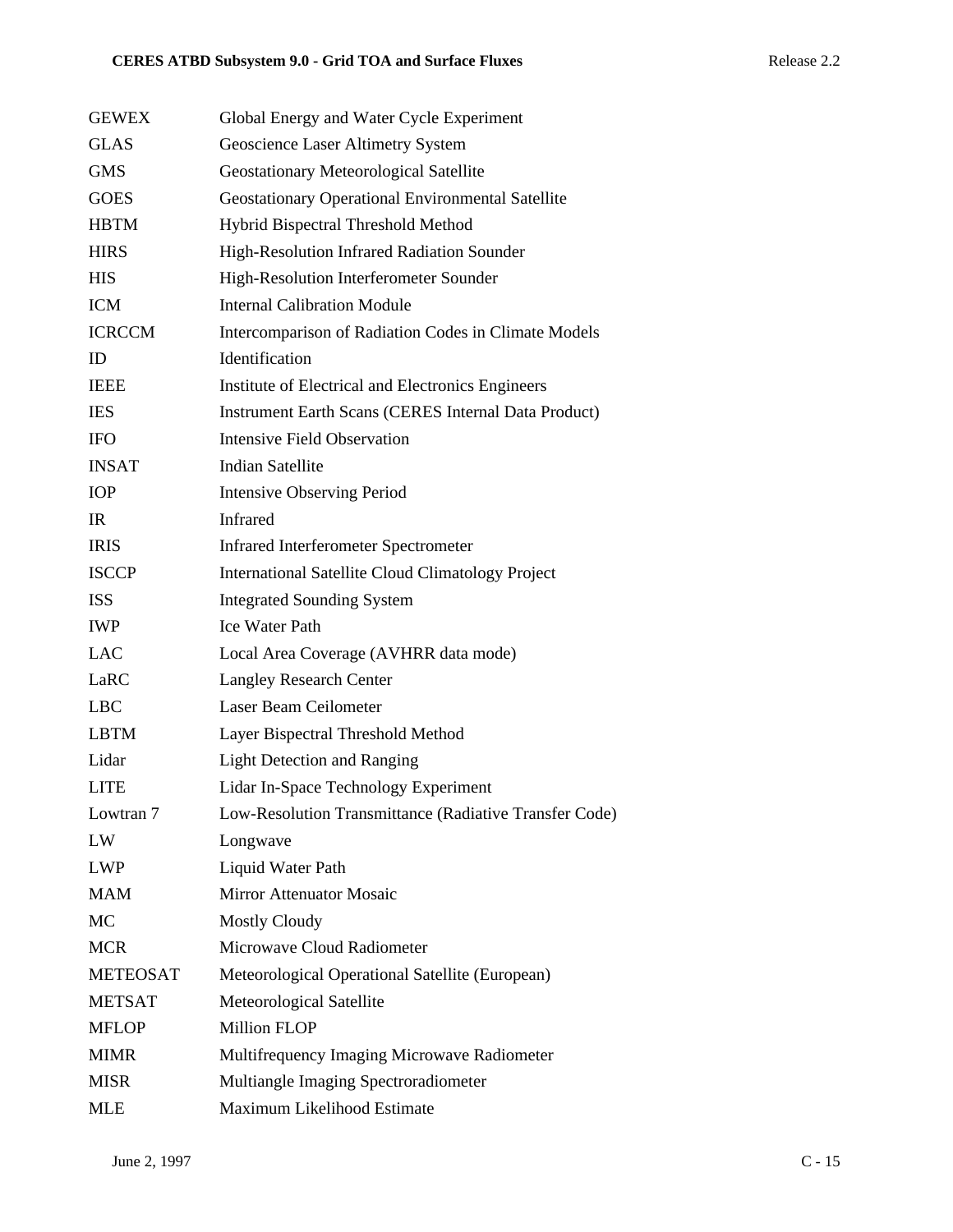| | |
|---|---|
| GEWEX | Global Energy and Water Cycle Experiment |
| GLAS | Geoscience Laser Altimetry System |
| GMS | Geostationary Meteorological Satellite |
| GOES | Geostationary Operational Environmental Satellite |
| HBTM | Hybrid Bispectral Threshold Method |
| HIRS | High-Resolution Infrared Radiation Sounder |
| HIS | High-Resolution Interferometer Sounder |
| ICM | Internal Calibration Module |
| ICRCCM | Intercomparison of Radiation Codes in Climate Models |
| ID | Identification |
| IEEE | Institute of Electrical and Electronics Engineers |
| IES | Instrument Earth Scans (CERES Internal Data Product) |
| IFO | Intensive Field Observation |
| INSAT | Indian Satellite |
| IOP | Intensive Observing Period |
| IR | Infrared |
| IRIS | Infrared Interferometer Spectrometer |
| ISCCP | International Satellite Cloud Climatology Project |
| ISS | Integrated Sounding System |
| IWP | Ice Water Path |
| LAC | Local Area Coverage (AVHRR data mode) |
| LaRC | Langley Research Center |
| LBC | Laser Beam Ceilometer |
| LBTM | Layer Bispectral Threshold Method |
| Lidar | Light Detection and Ranging |
| LITE | Lidar In-Space Technology Experiment |
| Lowtran 7 | Low-Resolution Transmittance (Radiative Transfer Code) |
| LW | Longwave |
| LWP | Liquid Water Path |
| MAM | Mirror Attenuator Mosaic |
| MC | Mostly Cloudy |
| MCR | Microwave Cloud Radiometer |
| METEOSAT | Meteorological Operational Satellite (European) |
| METSAT | Meteorological Satellite |
| MFLOP | Million FLOP |
| MIMR | Multifrequency Imaging Microwave Radiometer |
| MISR | Multiangle Imaging Spectroradiometer |
| MLE | Maximum Likelihood Estimate |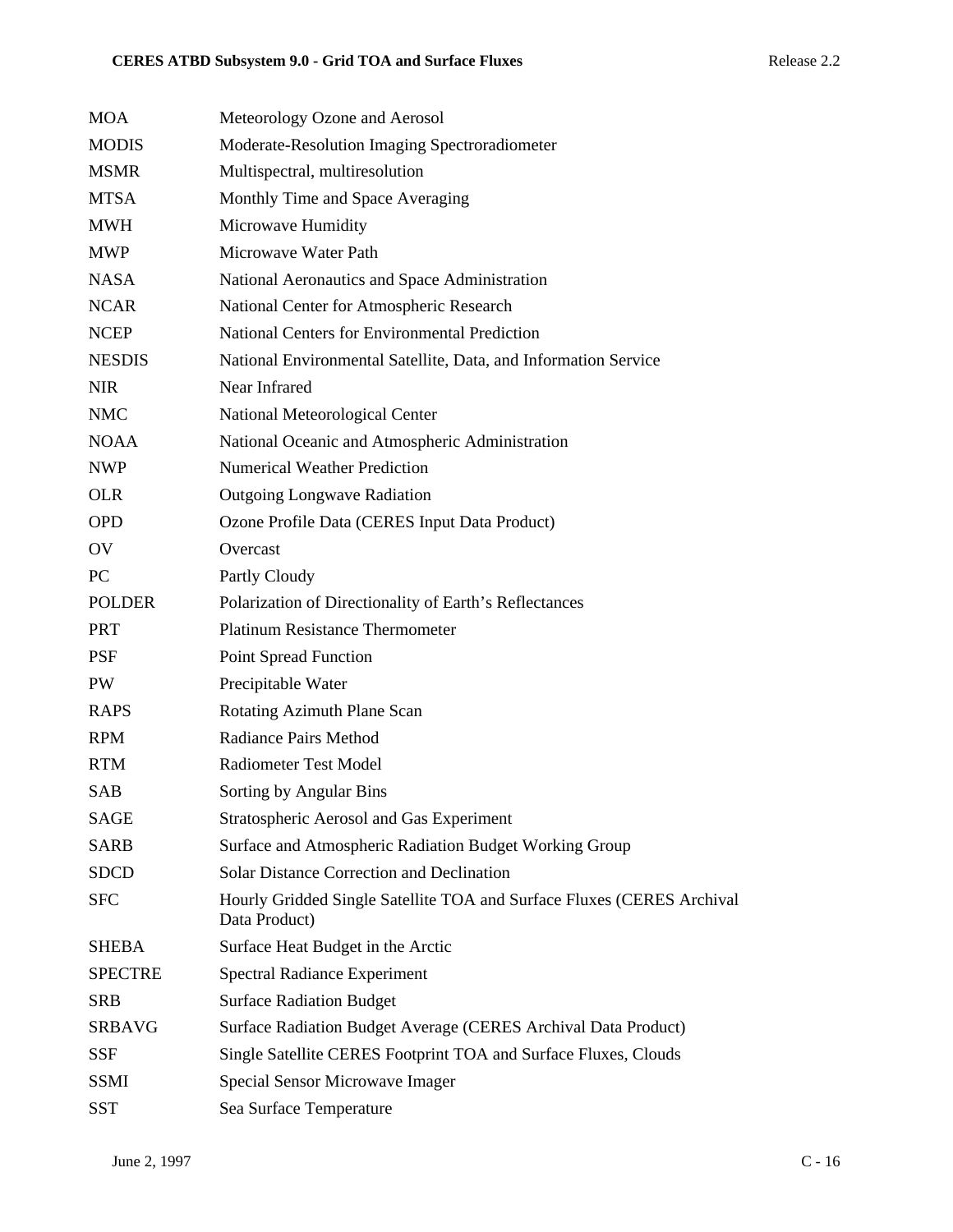| | |
|---|---|
| MOA | Meteorology Ozone and Aerosol |
| MODIS | Moderate-Resolution Imaging Spectroradiometer |
| MSMR | Multispectral, multiresolution |
| MTSA | Monthly Time and Space Averaging |
| MWH | Microwave Humidity |
| MWP | Microwave Water Path |
| NASA | National Aeronautics and Space Administration |
| NCAR | National Center for Atmospheric Research |
| NCEP | National Centers for Environmental Prediction |
| NESDIS | National Environmental Satellite, Data, and Information Service |
| NIR | Near Infrared |
| NMC | National Meteorological Center |
| NOAA | National Oceanic and Atmospheric Administration |
| NWP | Numerical Weather Prediction |
| OLR | Outgoing Longwave Radiation |
| OPD | Ozone Profile Data (CERES Input Data Product) |
| OV | Overcast |
| PC | Partly Cloudy |
| POLDER | Polarization of Directionality of Earth's Reflectances |
| PRT | Platinum Resistance Thermometer |
| PSF | Point Spread Function |
| PW | Precipitable Water |
| RAPS | Rotating Azimuth Plane Scan |
| RPM | Radiance Pairs Method |
| RTM | Radiometer Test Model |
| SAB | Sorting by Angular Bins |
| SAGE | Stratospheric Aerosol and Gas Experiment |
| SARB | Surface and Atmospheric Radiation Budget Working Group |
| SDCD | Solar Distance Correction and Declination |
| SFC | Hourly Gridded Single Satellite TOA and Surface Fluxes (CERES Archival Data Product) |
| SHEBA | Surface Heat Budget in the Arctic |
| SPECTRE | Spectral Radiance Experiment |
| SRB | Surface Radiation Budget |
| SRBAVG | Surface Radiation Budget Average (CERES Archival Data Product) |
| SSF | Single Satellite CERES Footprint TOA and Surface Fluxes, Clouds |
| SSMI | Special Sensor Microwave Imager |
| SST | Sea Surface Temperature |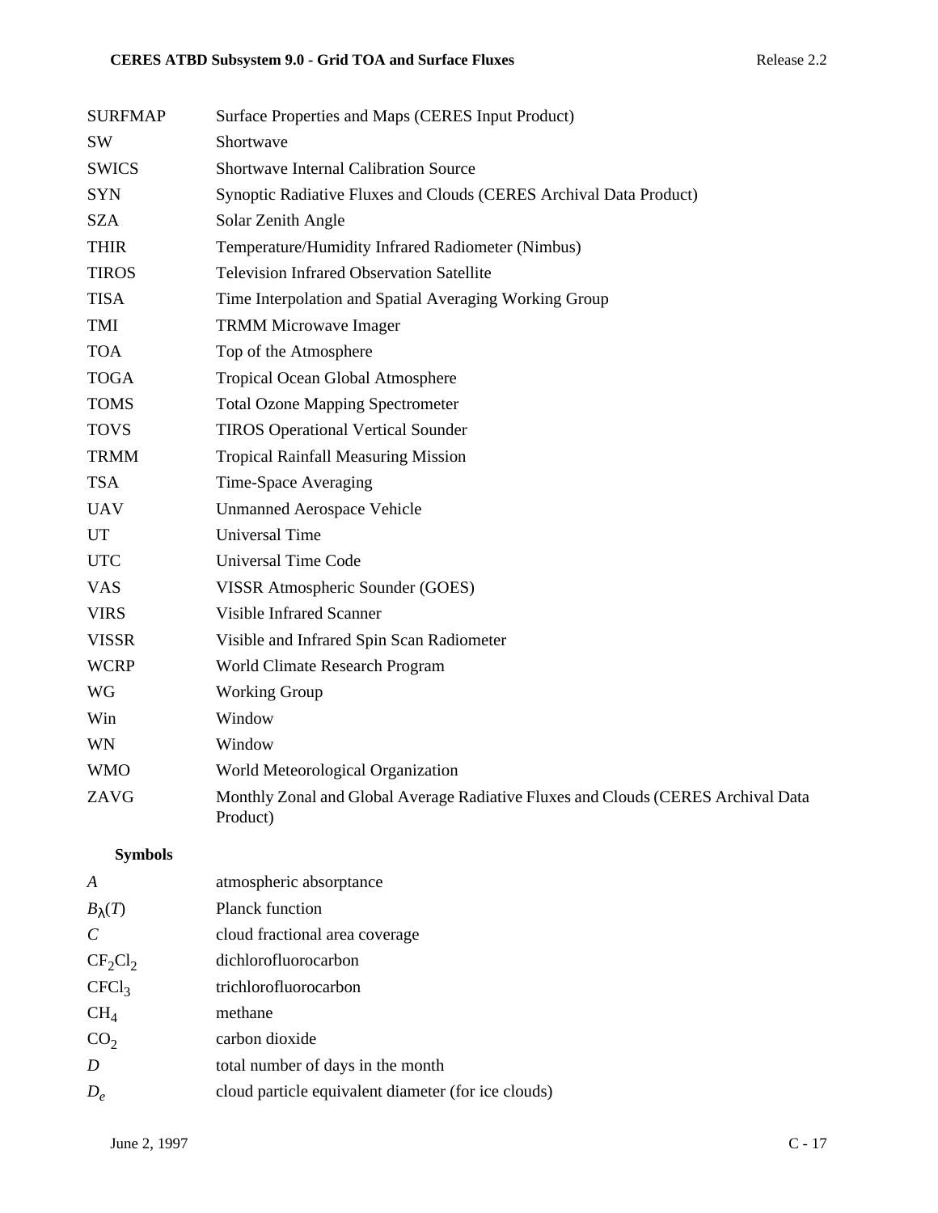| | |
|---|---|
| SURFMAP | Surface Properties and Maps (CERES Input Product) |
| SW | Shortwave |
| SWICS | Shortwave Internal Calibration Source |
| SYN | Synoptic Radiative Fluxes and Clouds (CERES Archival Data Product) |
| SZA | Solar Zenith Angle |
| THIR | Temperature/Humidity Infrared Radiometer (Nimbus) |
| TIROS | Television Infrared Observation Satellite |
| TISA | Time Interpolation and Spatial Averaging Working Group |
| TMI | TRMM Microwave Imager |
| TOA | Top of the Atmosphere |
| TOGA | Tropical Ocean Global Atmosphere |
| TOMS | Total Ozone Mapping Spectrometer |
| TOVS | TIROS Operational Vertical Sounder |
| TRMM | Tropical Rainfall Measuring Mission |
| TSA | Time-Space Averaging |
| UAV | Unmanned Aerospace Vehicle |
| UT | Universal Time |
| UTC | Universal Time Code |
| VAS | VISSR Atmospheric Sounder (GOES) |
| VIRS | Visible Infrared Scanner |
| VISSR | Visible and Infrared Spin Scan Radiometer |
| WCRP | World Climate Research Program |
| WG | Working Group |
| Win | Window |
| WN | Window |
| WMO | World Meteorological Organization |
| ZAVG | Monthly Zonal and Global Average Radiative Fluxes and Clouds (CERES Archival Data Product) |

**Symbols**

| | |
|---|---|
| $A$ | atmospheric absorptance |
| $B_\lambda(T)$ | Planck function |
| $C$ | cloud fractional area coverage |
| $CF_2Cl_2$ | dichlorofluorocarbon |
| $CFCl_3$ | trichlorofluorocarbon |
| $CH_4$ | methane |
| $CO_2$ | carbon dioxide |
| $D$ | total number of days in the month |
| $D_e$ | cloud particle equivalent diameter (for ice clouds) |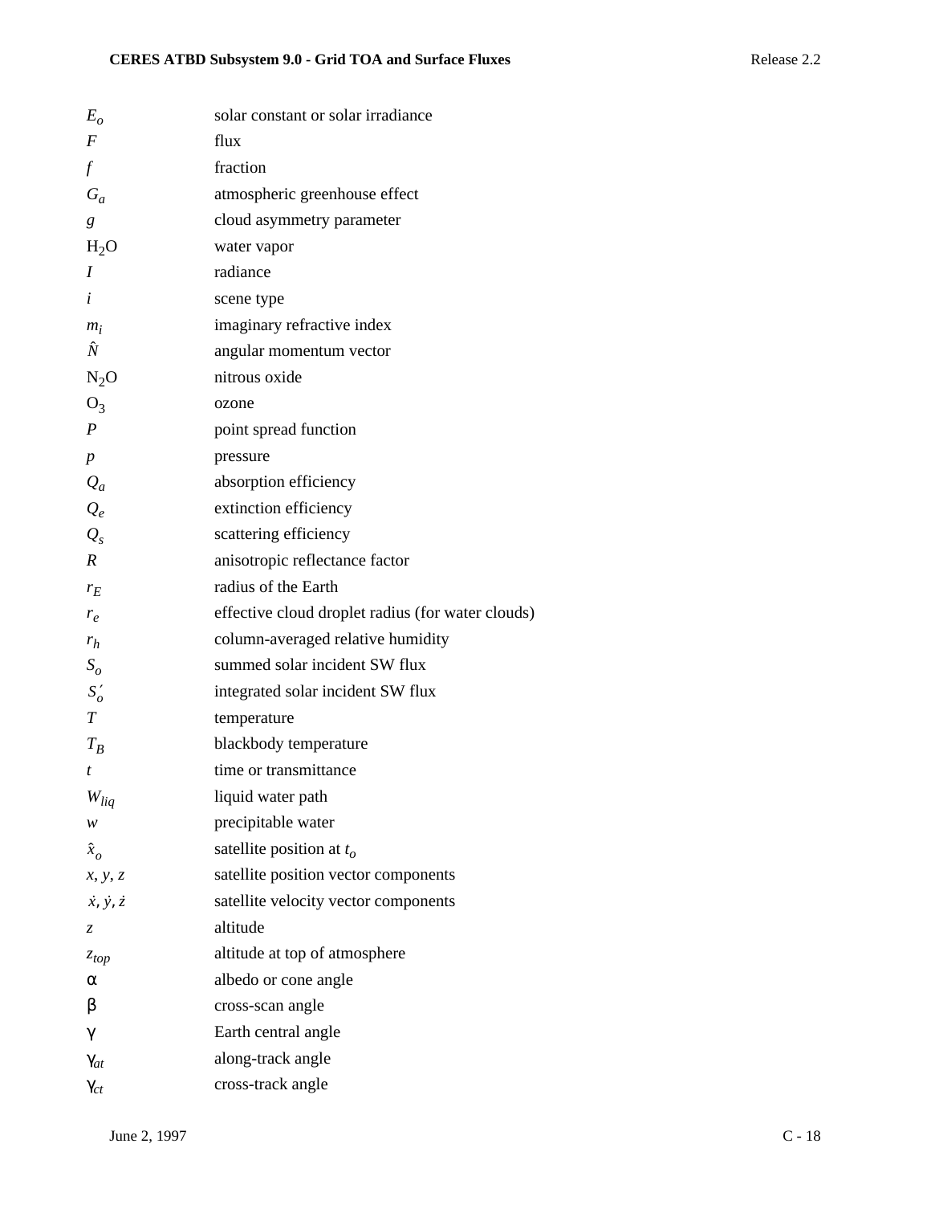| | |
|---|---|
| $E_o$ | solar constant or solar irradiance |
| $F$ | flux |
| $f$ | fraction |
| $G_a$ | atmospheric greenhouse effect |
| $g$ | cloud asymmetry parameter |
| $H_2O$ | water vapor |
| $I$ | radiance |
| $i$ | scene type |
| $m_i$ | imaginary refractive index |
| $\hat{N}$ | angular momentum vector |
| $N_2O$ | nitrous oxide |
| $O_3$ | ozone |
| $P$ | point spread function |
| $p$ | pressure |
| $Q_a$ | absorption efficiency |
| $Q_e$ | extinction efficiency |
| $Q_s$ | scattering efficiency |
| $R$ | anisotropic reflectance factor |
| $r_E$ | radius of the Earth |
| $r_e$ | effective cloud droplet radius (for water clouds) |
| $r_h$ | column-averaged relative humidity |
| $S_o$ | summed solar incident SW flux |
| $S_o'$ | integrated solar incident SW flux |
| $T$ | temperature |
| $T_B$ | blackbody temperature |
| $t$ | time or transmittance |
| $W_{liq}$ | liquid water path |
| $w$ | precipitable water |
| $\hat{x}_o$ | satellite position at $t_o$ |
| $x, y, z$ | satellite position vector components |
| $\dot{x}, \dot{y}, \dot{z}$ | satellite velocity vector components |
| $z$ | altitude |
| $z_{top}$ | altitude at top of atmosphere |
| $\alpha$ | albedo or cone angle |
| $\beta$ | cross-scan angle |
| $\gamma$ | Earth central angle |
| $\gamma_{at}$ | along-track angle |
| $\gamma_{ct}$ | cross-track angle |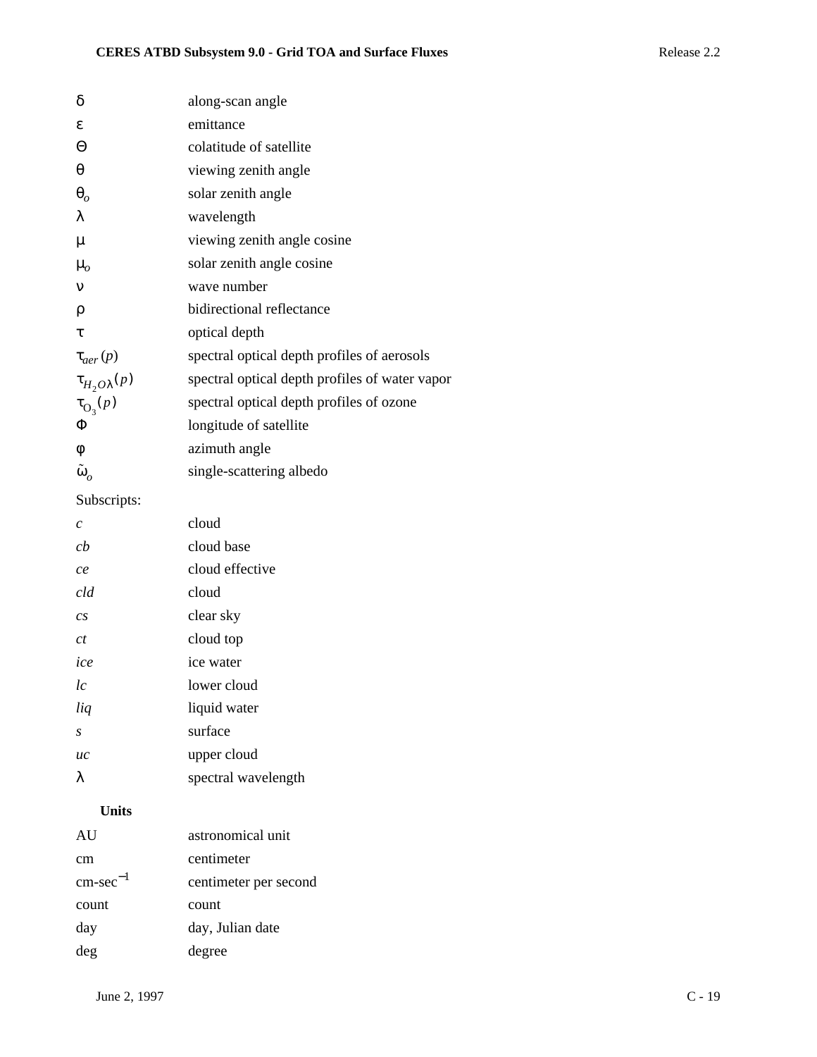| | |
|---|---|
| $\delta$ | along-scan angle |
| $\varepsilon$ | emittance |
| $\Theta$ | colatitude of satellite |
| $\theta$ | viewing zenith angle |
| $\theta_o$ | solar zenith angle |
| $\lambda$ | wavelength |
| $\mu$ | viewing zenith angle cosine |
| $\mu_o$ | solar zenith angle cosine |
| $\nu$ | wave number |
| $\rho$ | bidirectional reflectance |
| $\tau$ | optical depth |
| $\tau_{aer}(p)$ | spectral optical depth profiles of aerosols |
| $\tau_{H_2O\lambda}(p)$ | spectral optical depth profiles of water vapor |
| $\tau_{O_3}(p)$ | spectral optical depth profiles of ozone |
| $\Phi$ | longitude of satellite |
| $\phi$ | azimuth angle |
| $\tilde{\omega}_o$ | single-scattering albedo |

Subscripts:

| | |
|---|---|
| *c* | cloud |
| *cb* | cloud base |
| *ce* | cloud effective |
| *cld* | cloud |
| *cs* | clear sky |
| *ct* | cloud top |
| *ice* | ice water |
| *lc* | lower cloud |
| *liq* | liquid water |
| *s* | surface |
| *uc* | upper cloud |
| $\lambda$ | spectral wavelength |

**Units**

| | |
|---|---|
| AU | astronomical unit |
| cm | centimeter |
| cm-sec$^{-1}$ | centimeter per second |
| count | count |
| day | day, Julian date |
| deg | degree |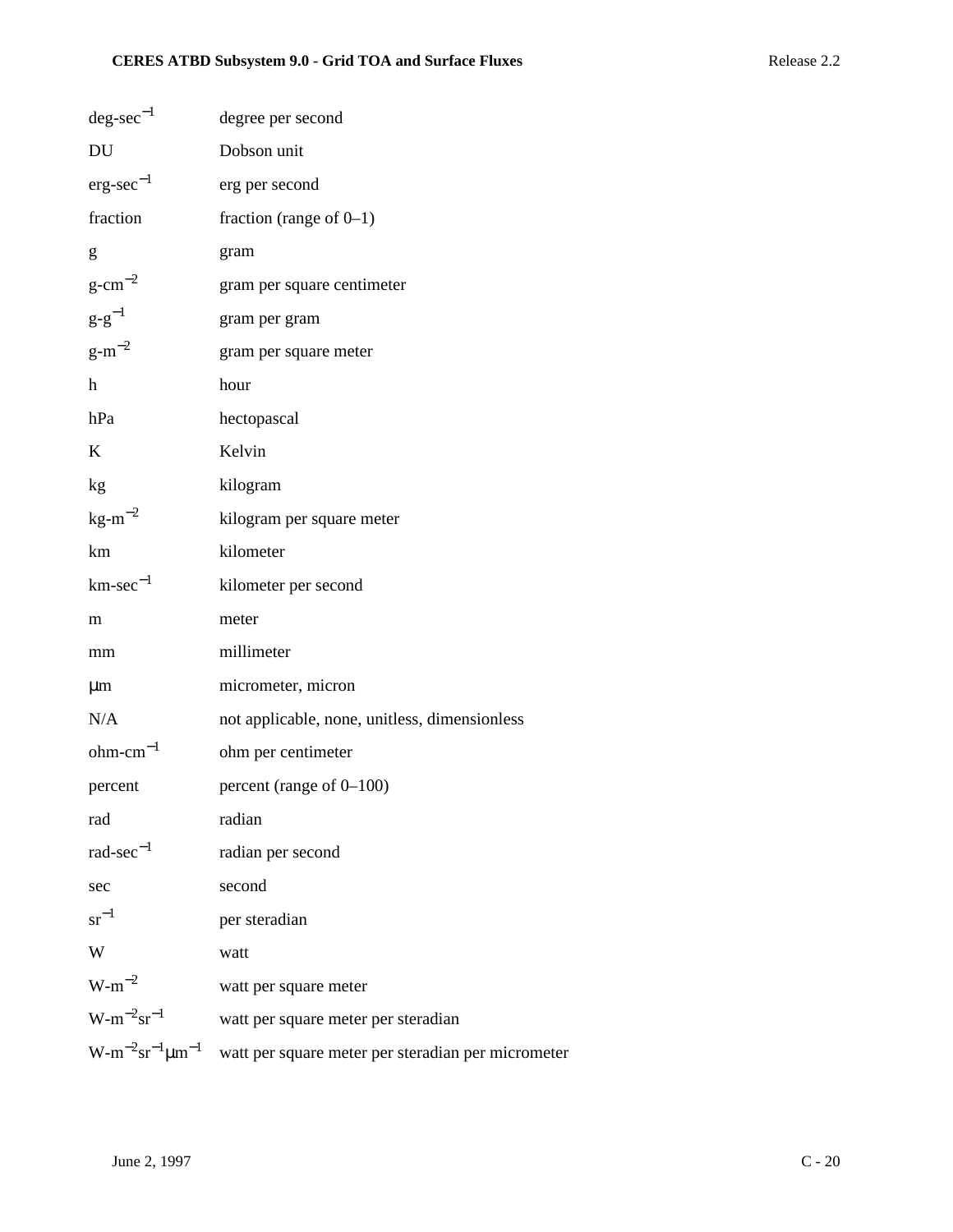| | |
|---|---|
| deg-sec$^{-1}$ | degree per second |
| DU | Dobson unit |
| erg-sec$^{-1}$ | erg per second |
| fraction | fraction (range of 0–1) |
| g | gram |
| g-cm$^{-2}$ | gram per square centimeter |
| g-g$^{-1}$ | gram per gram |
| g-m$^{-2}$ | gram per square meter |
| h | hour |
| hPa | hectopascal |
| K | Kelvin |
| kg | kilogram |
| kg-m$^{-2}$ | kilogram per square meter |
| km | kilometer |
| km-sec$^{-1}$ | kilometer per second |
| m | meter |
| mm | millimeter |
| μm | micrometer, micron |
| N/A | not applicable, none, unitless, dimensionless |
| ohm-cm$^{-1}$ | ohm per centimeter |
| percent | percent (range of 0–100) |
| rad | radian |
| rad-sec$^{-1}$ | radian per second |
| sec | second |
| sr$^{-1}$ | per steradian |
| W | watt |
| W-m$^{-2}$ | watt per square meter |
| W-m$^{-2}$sr$^{-1}$ | watt per square meter per steradian |
| W-m$^{-2}$sr$^{-1}$μm$^{-1}$ | watt per square meter per steradian per micrometer |